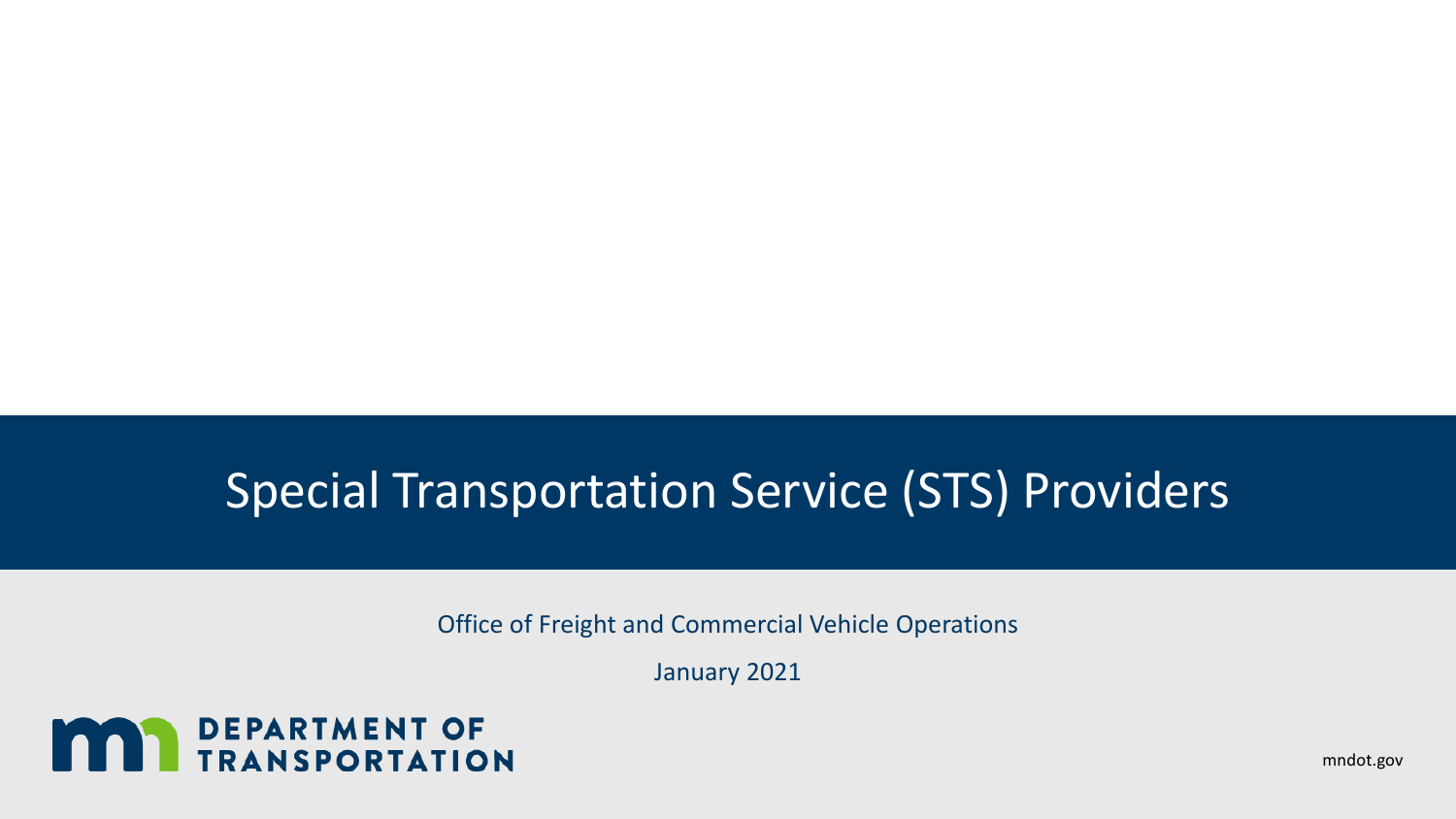# Special Transportation Service (STS) Providers

Office of Freight and Commercial Vehicle Operations

January 2021

DEPARTMENT OF TRANSPORTATION

mndot.gov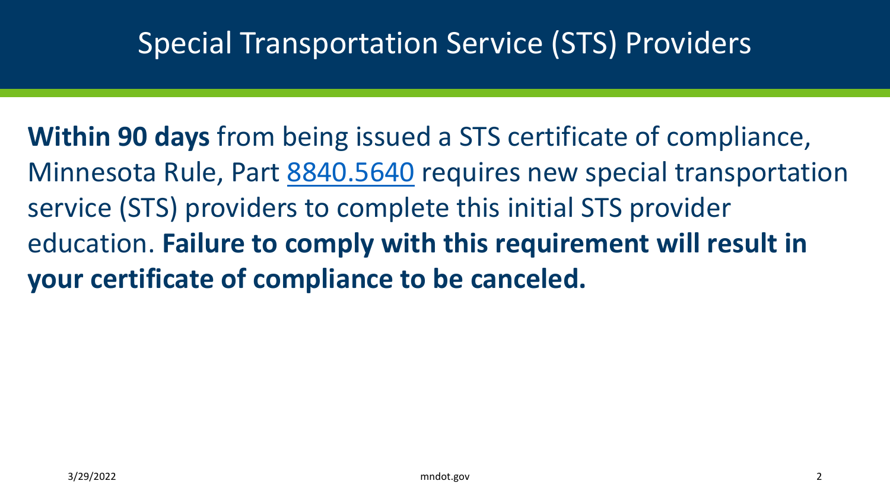# Special Transportation Service (STS) Providers

**Within 90 days** from being issued a STS certificate of compliance, Minnesota Rule, Part 8840.5640 requires new special transportation service (STS) providers to complete this initial STS provider education. **Failure to comply with this requirement will result in your certificate of compliance to be canceled.**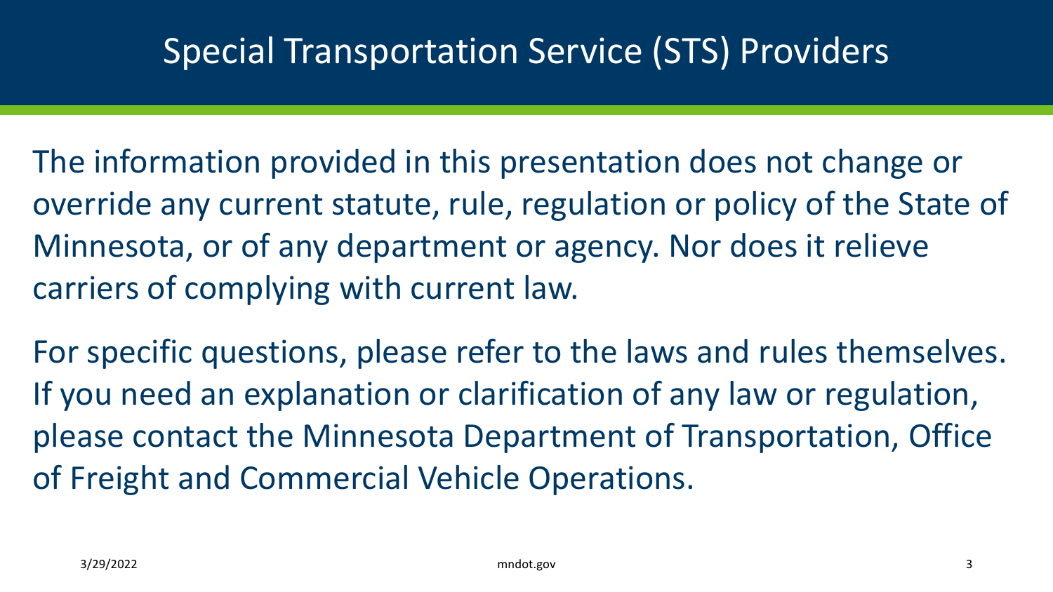# Special Transportation Service (STS) Providers

The information provided in this presentation does not change or override any current statute, rule, regulation or policy of the State of Minnesota, or of any department or agency. Nor does it relieve carriers of complying with current law.

For specific questions, please refer to the laws and rules themselves. If you need an explanation or clarification of any law or regulation, please contact the Minnesota Department of Transportation, Office of Freight and Commercial Vehicle Operations.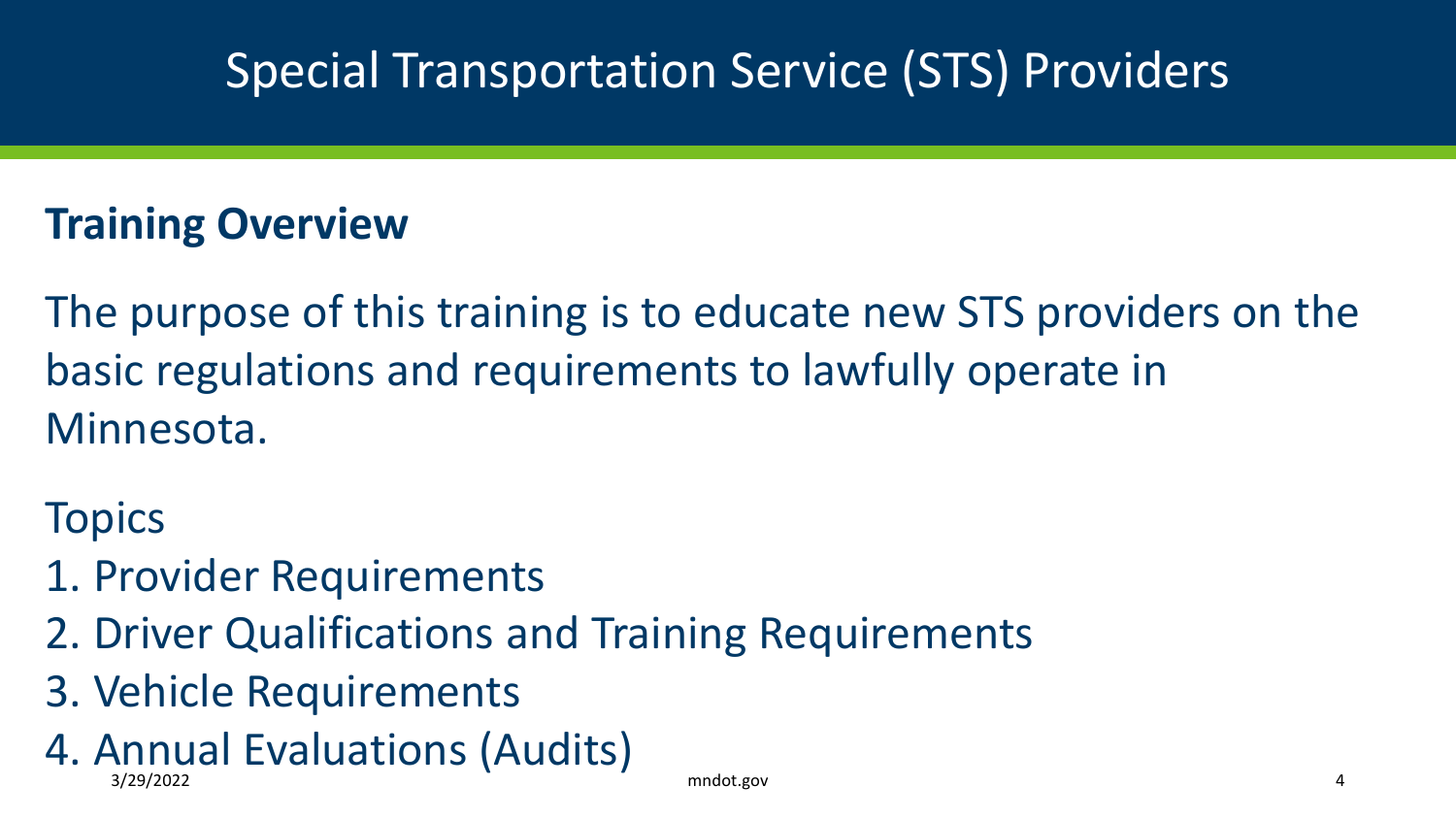# Special Transportation Service (STS) Providers

## Training Overview

The purpose of this training is to educate new STS providers on the basic regulations and requirements to lawfully operate in Minnesota.

Topics

1. Provider Requirements
2. Driver Qualifications and Training Requirements
3. Vehicle Requirements
4. Annual Evaluations (Audits)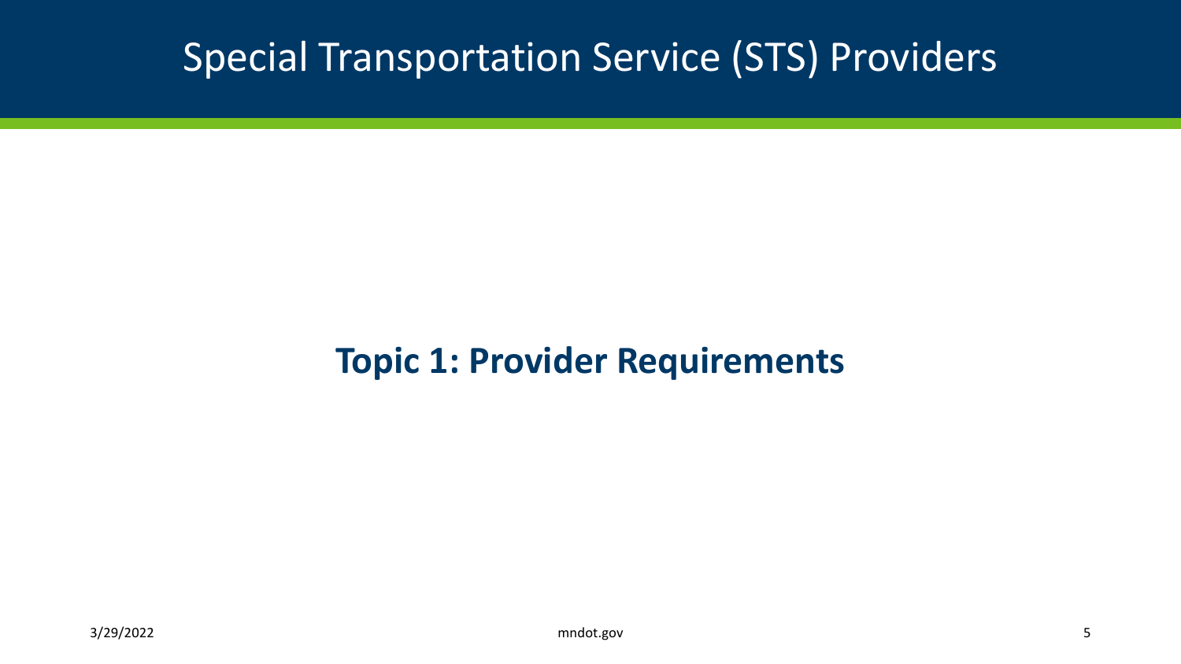# Special Transportation Service (STS) Providers

## Topic 1: Provider Requirements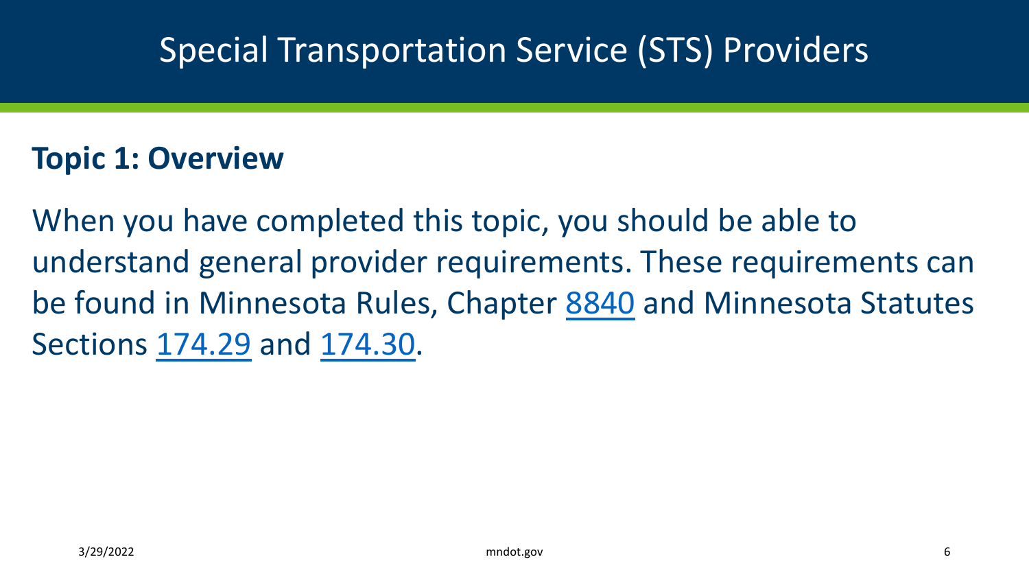# Special Transportation Service (STS) Providers

## Topic 1: Overview

When you have completed this topic, you should be able to understand general provider requirements. These requirements can be found in Minnesota Rules, Chapter 8840 and Minnesota Statutes Sections 174.29 and 174.30.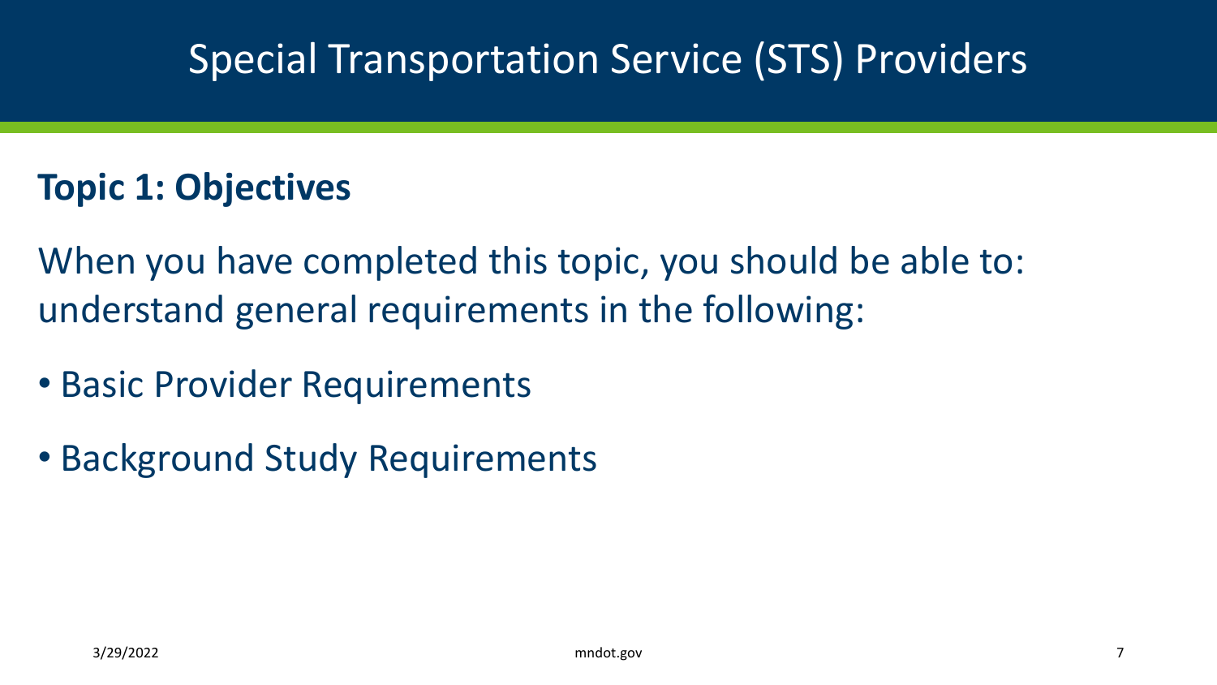# Special Transportation Service (STS) Providers

## Topic 1: Objectives

When you have completed this topic, you should be able to: understand general requirements in the following:

- Basic Provider Requirements
- Background Study Requirements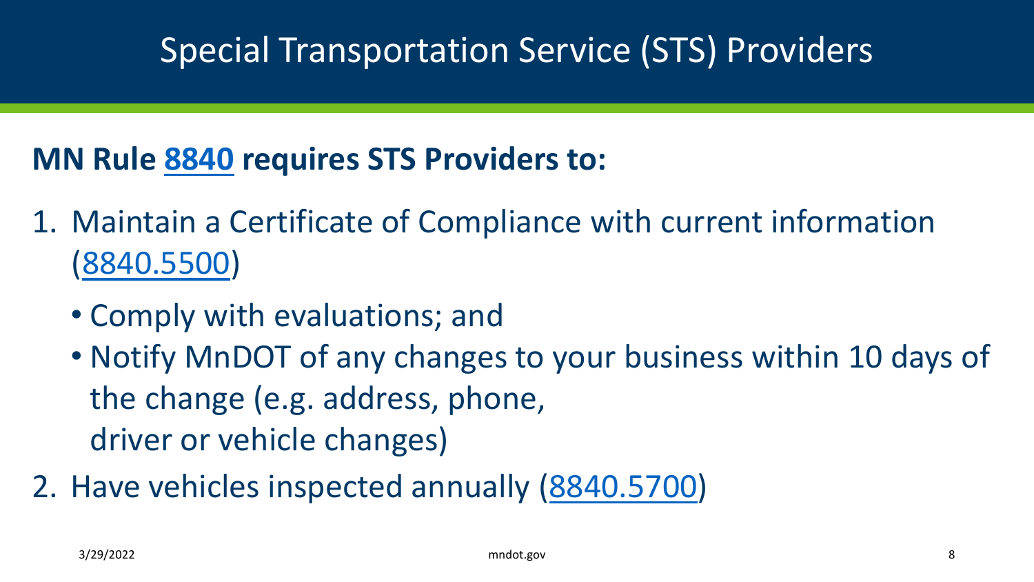# Special Transportation Service (STS) Providers

**MN Rule 8840 requires STS Providers to:**

1. Maintain a Certificate of Compliance with current information (8840.5500)
   - Comply with evaluations; and
   - Notify MnDOT of any changes to your business within 10 days of the change (e.g. address, phone, driver or vehicle changes)
2. Have vehicles inspected annually (8840.5700)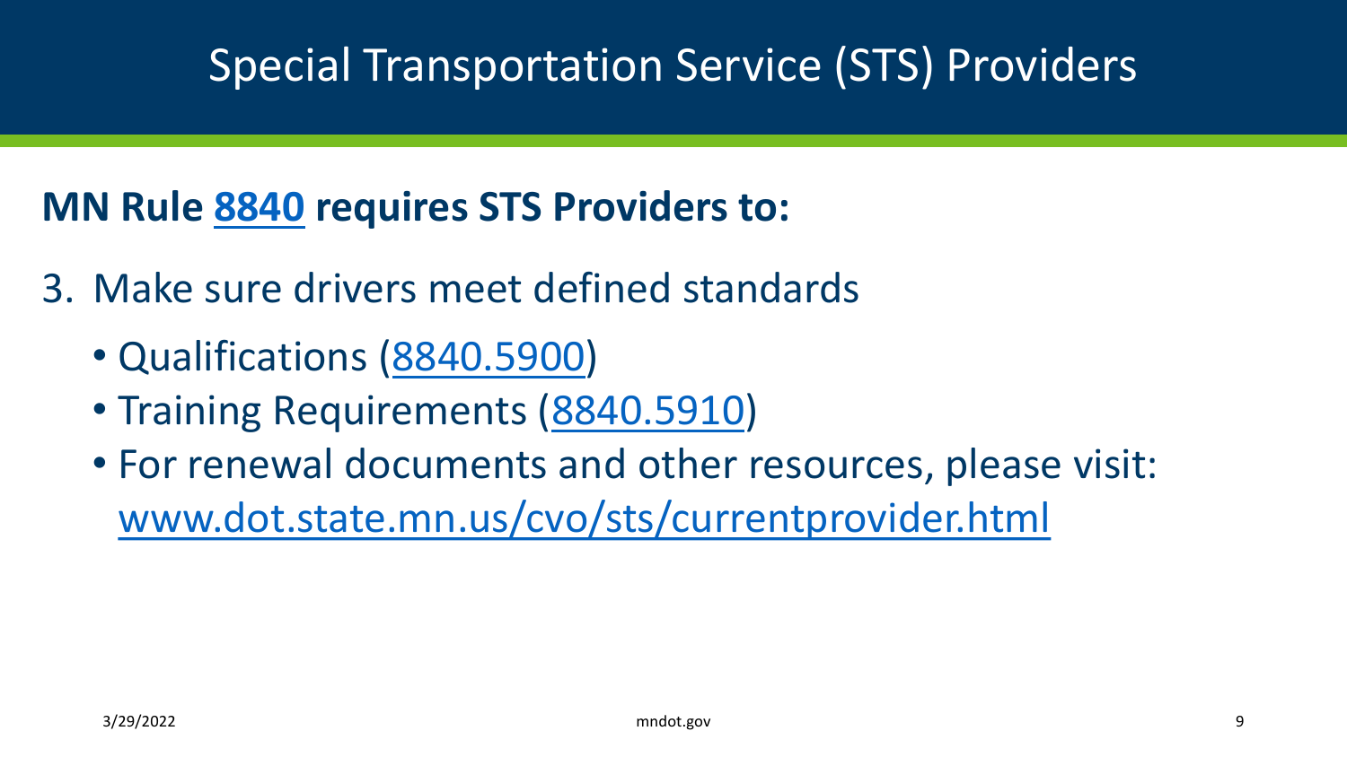# Special Transportation Service (STS) Providers

**MN Rule 8840 requires STS Providers to:**

3. Make sure drivers meet defined standards
   - Qualifications (8840.5900)
   - Training Requirements (8840.5910)
   - For renewal documents and other resources, please visit: www.dot.state.mn.us/cvo/sts/currentprovider.html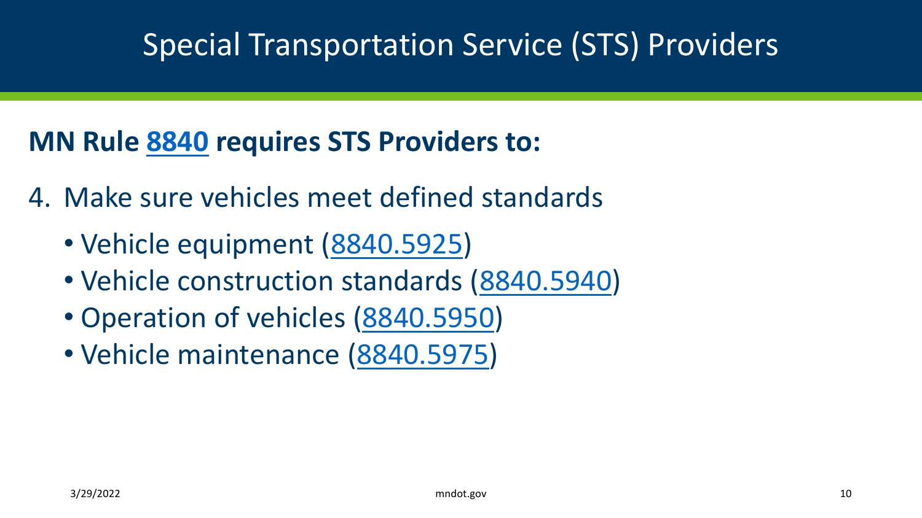# Special Transportation Service (STS) Providers

**MN Rule 8840 requires STS Providers to:**

4. Make sure vehicles meet defined standards
   - Vehicle equipment (8840.5925)
   - Vehicle construction standards (8840.5940)
   - Operation of vehicles (8840.5950)
   - Vehicle maintenance (8840.5975)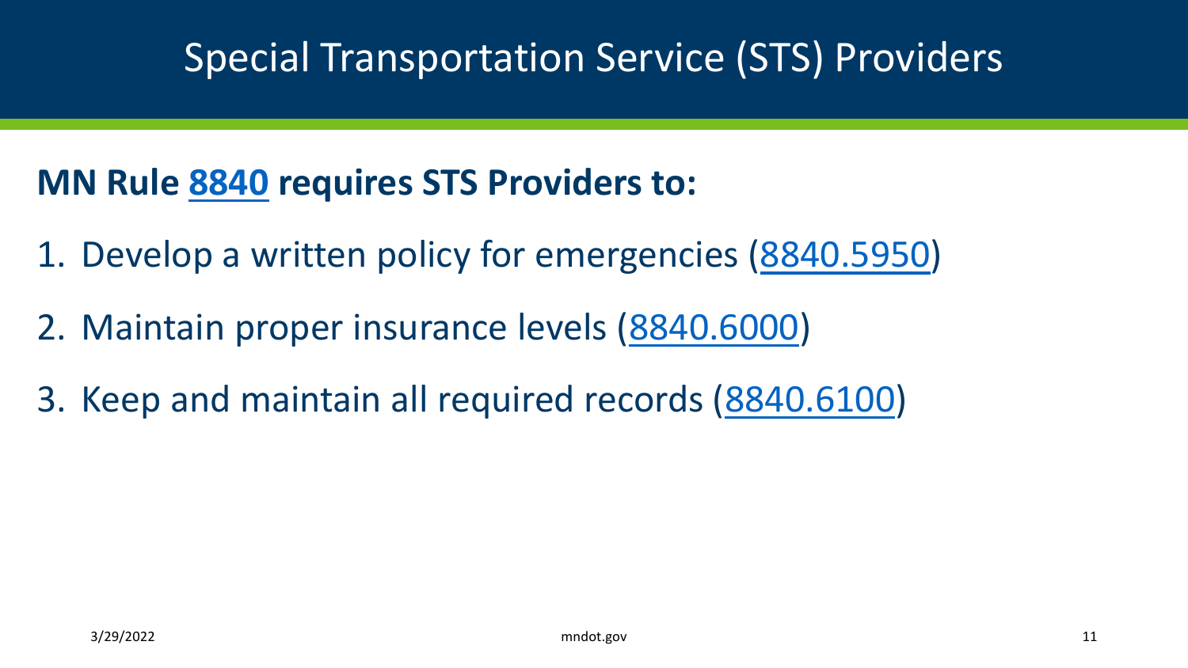# Special Transportation Service (STS) Providers

**MN Rule 8840 requires STS Providers to:**

1. Develop a written policy for emergencies (8840.5950)
2. Maintain proper insurance levels (8840.6000)
3. Keep and maintain all required records (8840.6100)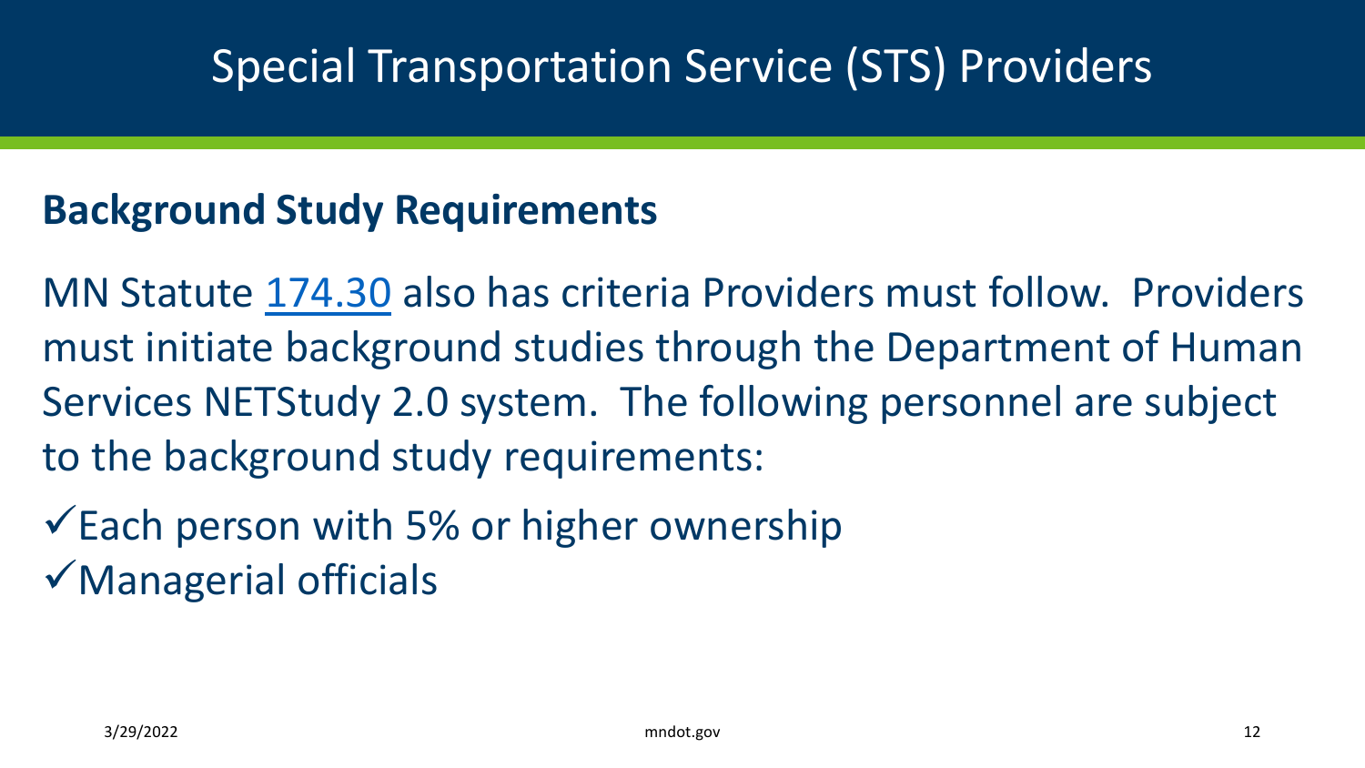# Special Transportation Service (STS) Providers

## Background Study Requirements

MN Statute 174.30 also has criteria Providers must follow. Providers must initiate background studies through the Department of Human Services NETStudy 2.0 system. The following personnel are subject to the background study requirements:

- ✓ Each person with 5% or higher ownership
- ✓ Managerial officials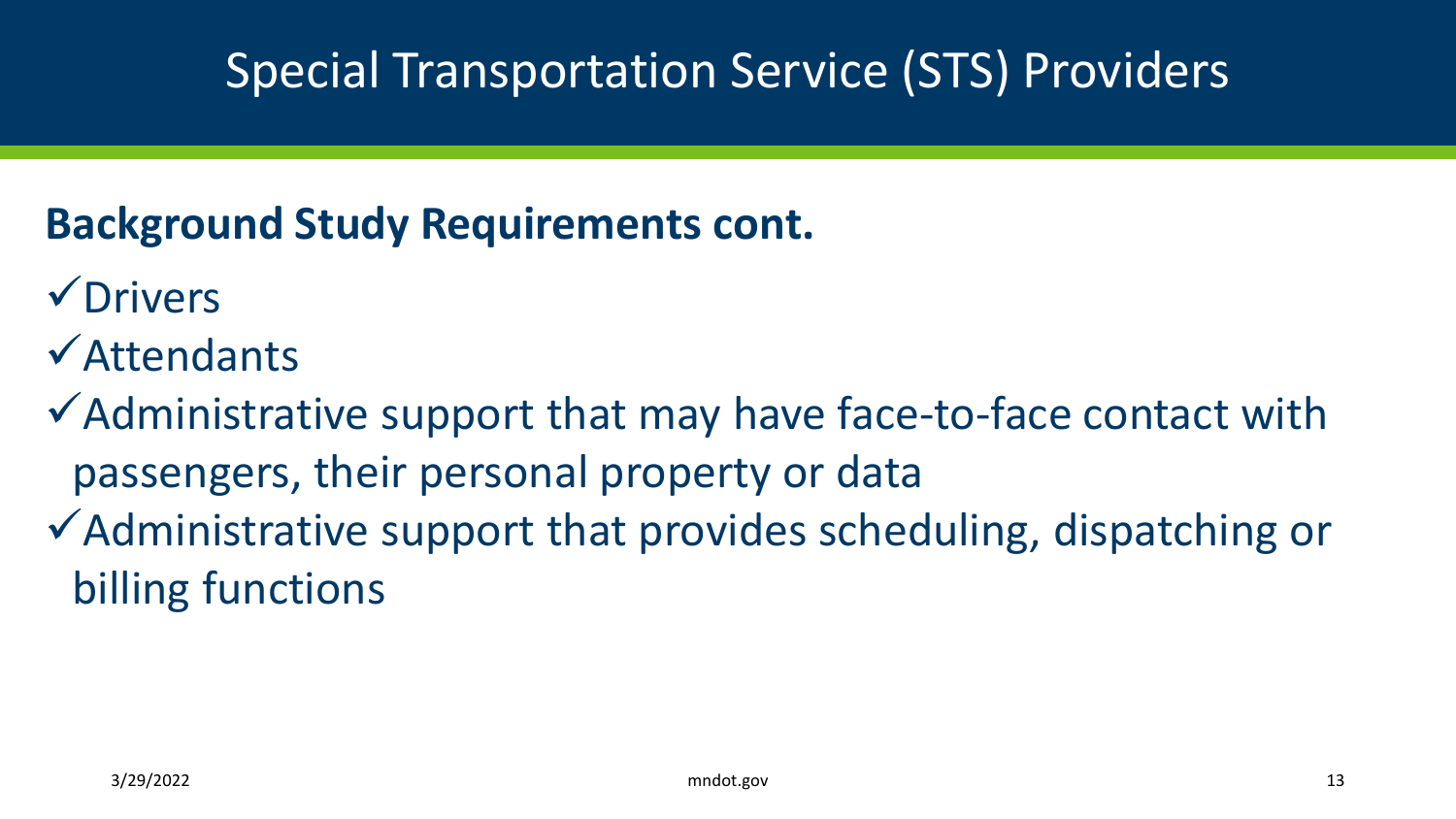# Special Transportation Service (STS) Providers

## Background Study Requirements cont.

- ✓Drivers
- ✓Attendants
- ✓Administrative support that may have face-to-face contact with passengers, their personal property or data
- ✓Administrative support that provides scheduling, dispatching or billing functions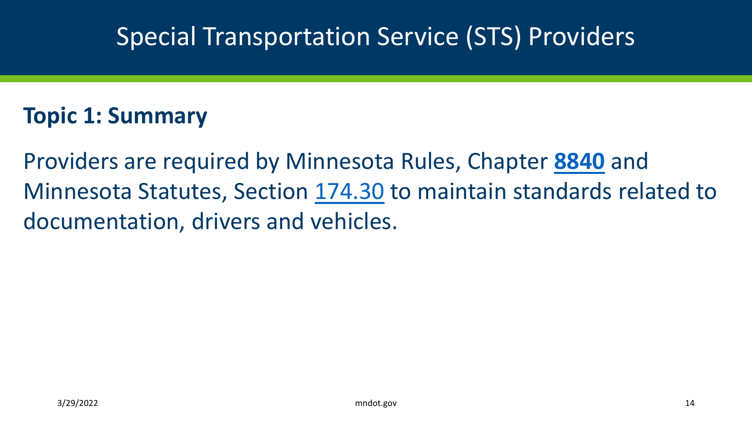# Special Transportation Service (STS) Providers

## Topic 1: Summary

Providers are required by Minnesota Rules, Chapter **8840** and Minnesota Statutes, Section 174.30 to maintain standards related to documentation, drivers and vehicles.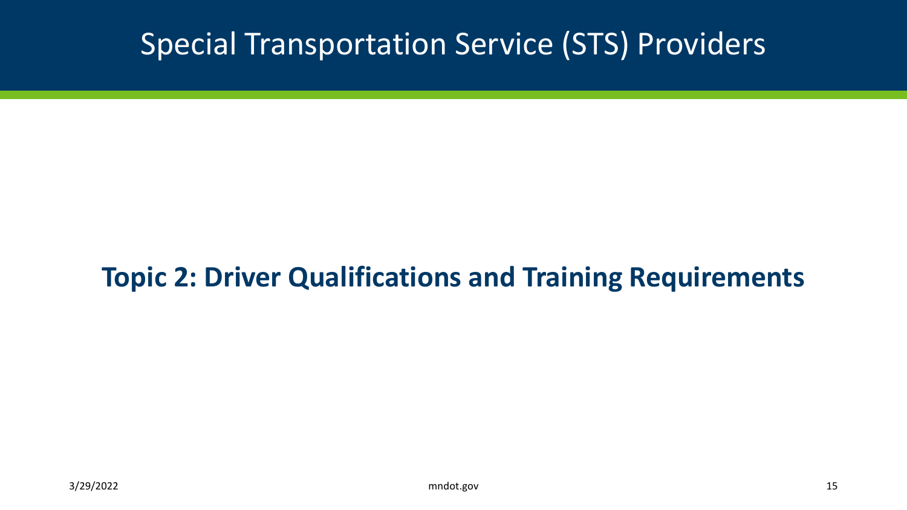# Special Transportation Service (STS) Providers

**Topic 2: Driver Qualifications and Training Requirements**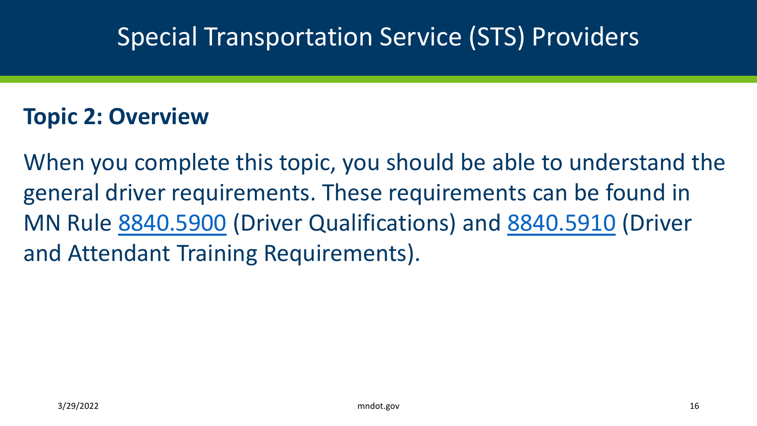# Special Transportation Service (STS) Providers

## Topic 2: Overview

When you complete this topic, you should be able to understand the general driver requirements. These requirements can be found in MN Rule 8840.5900 (Driver Qualifications) and 8840.5910 (Driver and Attendant Training Requirements).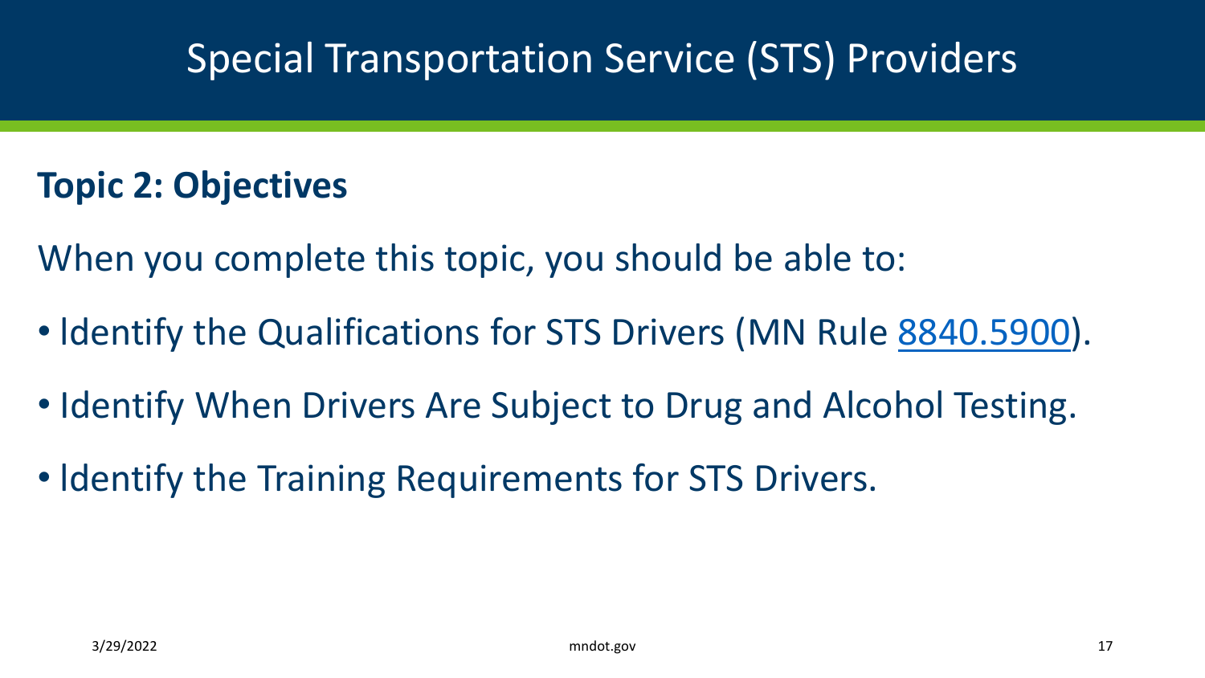# Special Transportation Service (STS) Providers

## Topic 2: Objectives

When you complete this topic, you should be able to:

- Identify the Qualifications for STS Drivers (MN Rule 8840.5900).
- Identify When Drivers Are Subject to Drug and Alcohol Testing.
- Identify the Training Requirements for STS Drivers.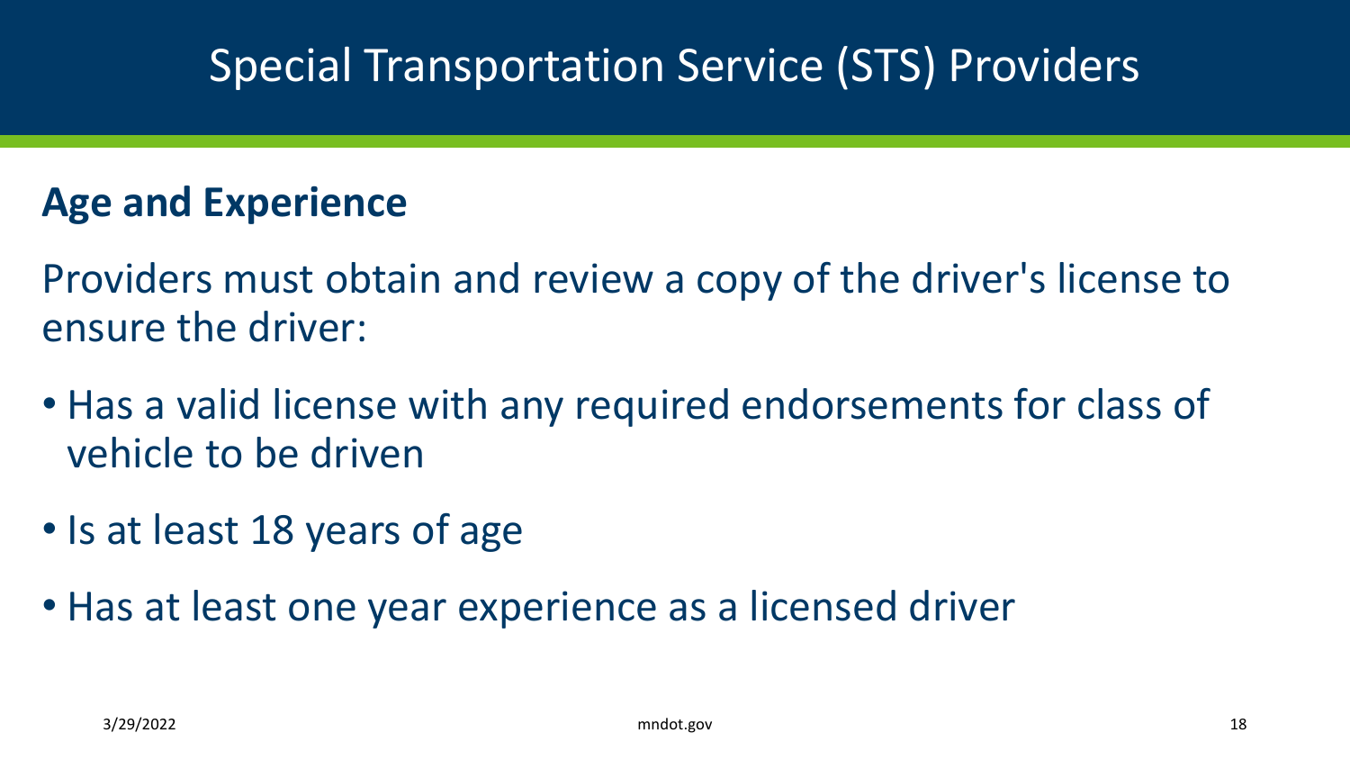# Special Transportation Service (STS) Providers

## Age and Experience

Providers must obtain and review a copy of the driver's license to ensure the driver:

- Has a valid license with any required endorsements for class of vehicle to be driven
- Is at least 18 years of age
- Has at least one year experience as a licensed driver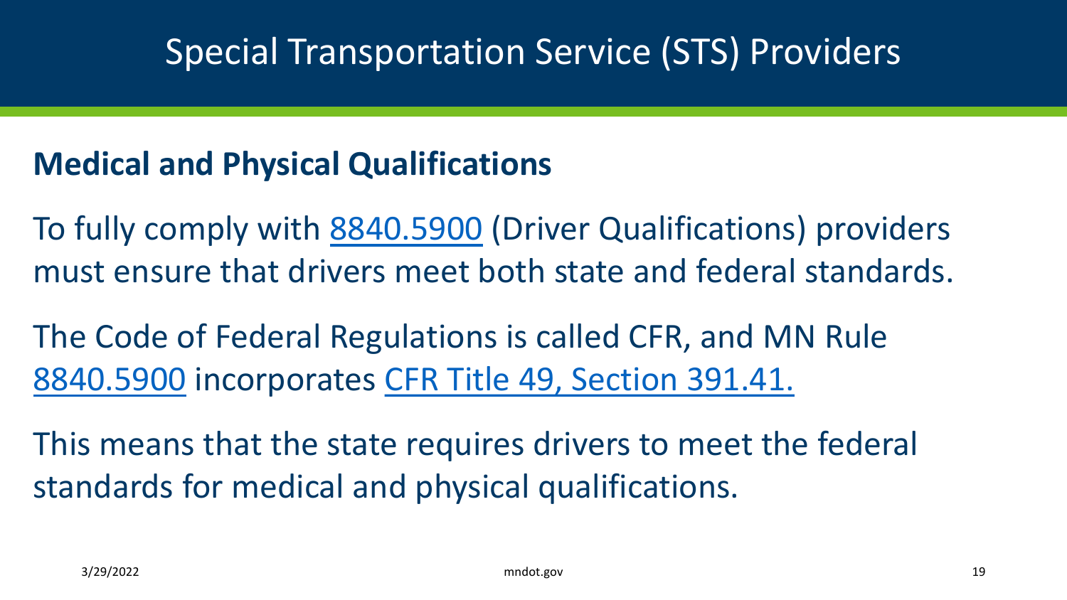# Special Transportation Service (STS) Providers

## Medical and Physical Qualifications

To fully comply with 8840.5900 (Driver Qualifications) providers must ensure that drivers meet both state and federal standards.

The Code of Federal Regulations is called CFR, and MN Rule 8840.5900 incorporates CFR Title 49, Section 391.41.

This means that the state requires drivers to meet the federal standards for medical and physical qualifications.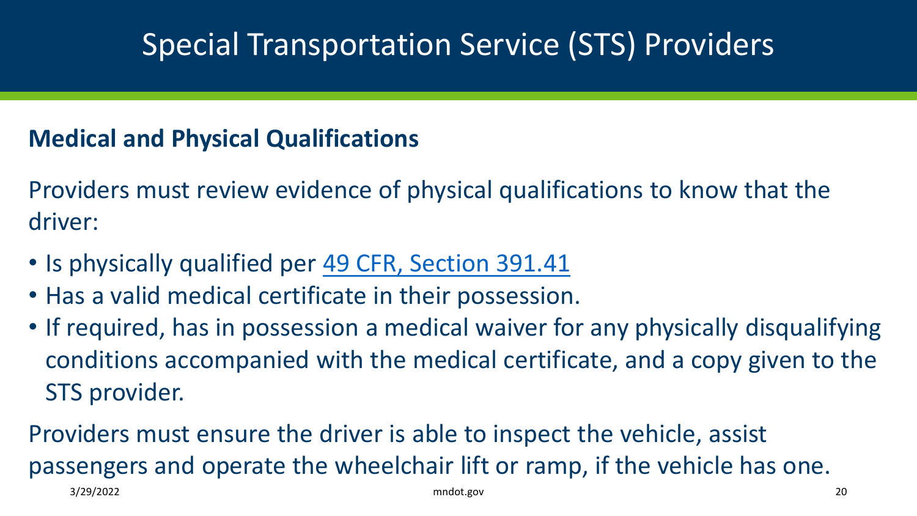# Special Transportation Service (STS) Providers

**Medical and Physical Qualifications**

Providers must review evidence of physical qualifications to know that the driver:

- Is physically qualified per 49 CFR, Section 391.41
- Has a valid medical certificate in their possession.
- If required, has in possession a medical waiver for any physically disqualifying conditions accompanied with the medical certificate, and a copy given to the STS provider.

Providers must ensure the driver is able to inspect the vehicle, assist passengers and operate the wheelchair lift or ramp, if the vehicle has one.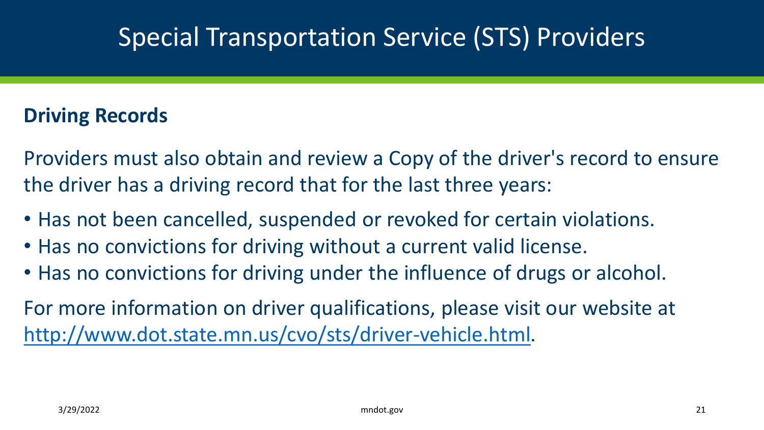# Special Transportation Service (STS) Providers

## Driving Records

Providers must also obtain and review a Copy of the driver's record to ensure the driver has a driving record that for the last three years:

- Has not been cancelled, suspended or revoked for certain violations.
- Has no convictions for driving without a current valid license.
- Has no convictions for driving under the influence of drugs or alcohol.

For more information on driver qualifications, please visit our website at [http://www.dot.state.mn.us/cvo/sts/driver-vehicle.html](http://www.dot.state.mn.us/cvo/sts/driver-vehicle.html).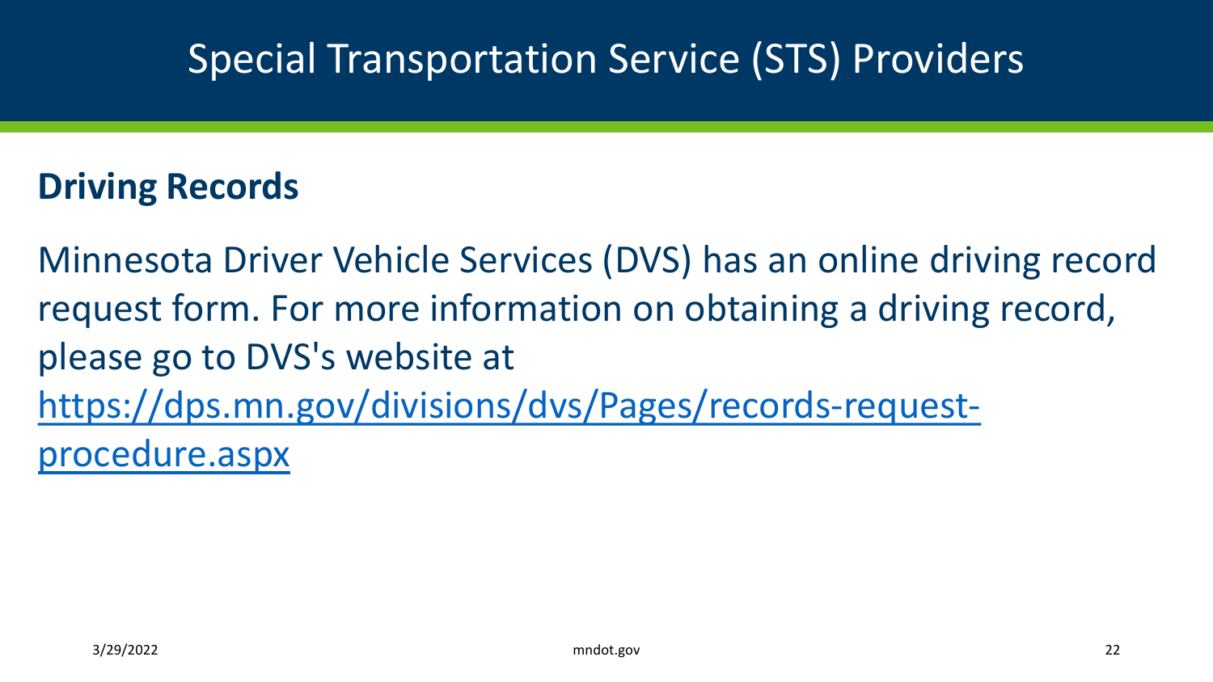# Special Transportation Service (STS) Providers

## Driving Records

Minnesota Driver Vehicle Services (DVS) has an online driving record request form. For more information on obtaining a driving record, please go to DVS's website at [https://dps.mn.gov/divisions/dvs/Pages/records-request-procedure.aspx](https://dps.mn.gov/divisions/dvs/Pages/records-request-procedure.aspx)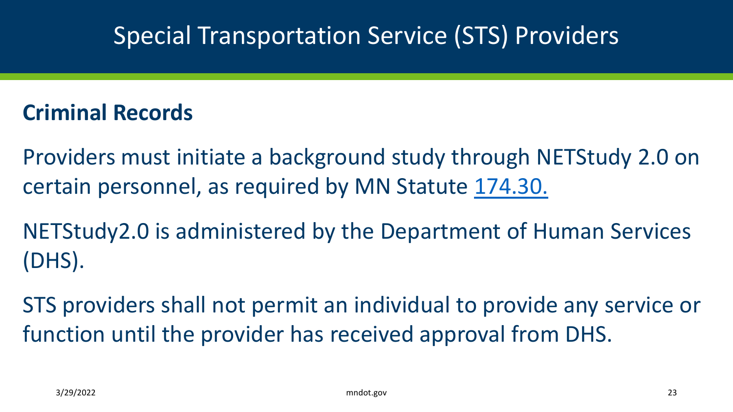# Special Transportation Service (STS) Providers

## Criminal Records

Providers must initiate a background study through NETStudy 2.0 on certain personnel, as required by MN Statute 174.30.

NETStudy2.0 is administered by the Department of Human Services (DHS).

STS providers shall not permit an individual to provide any service or function until the provider has received approval from DHS.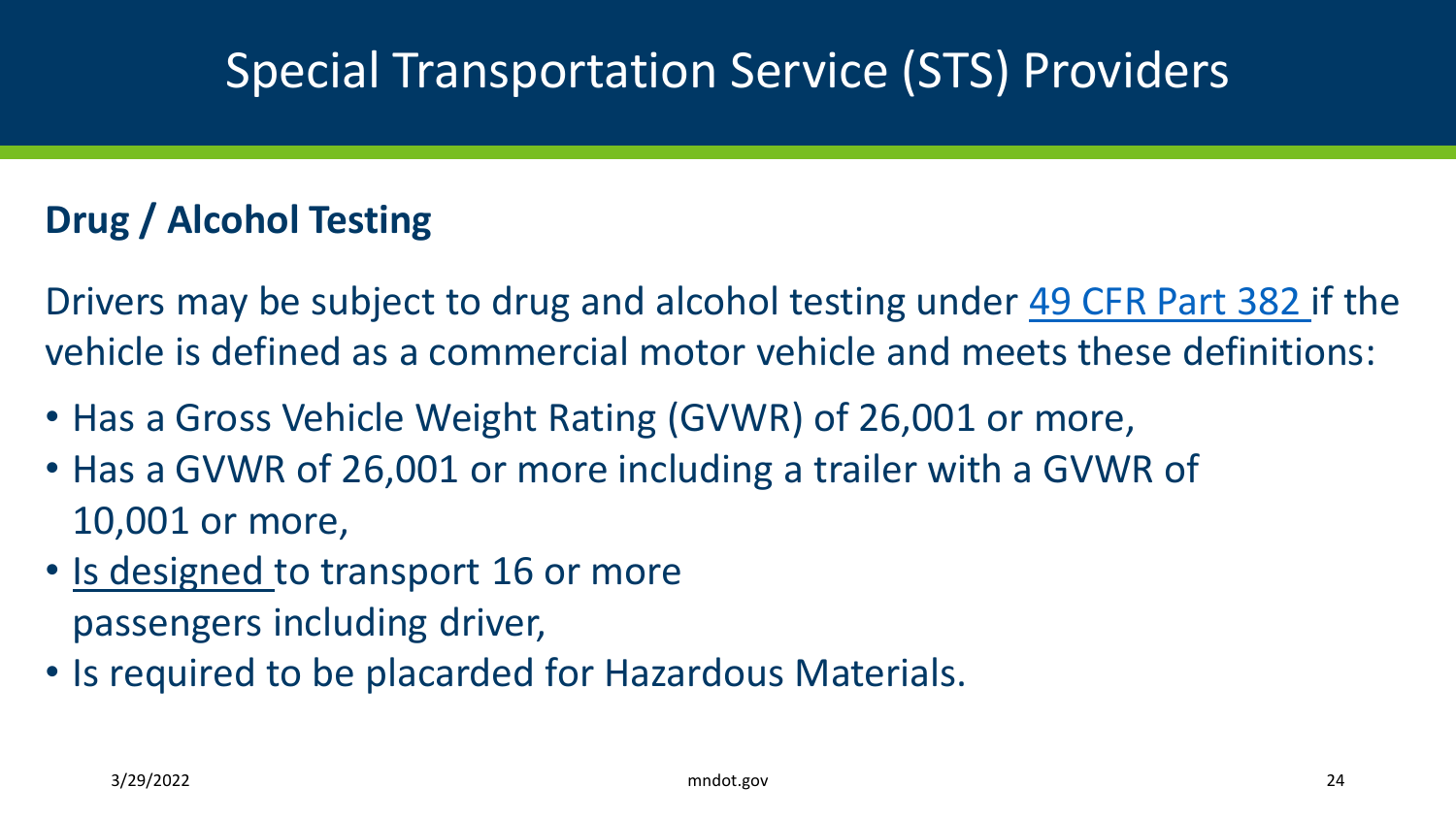# Special Transportation Service (STS) Providers

## Drug / Alcohol Testing

Drivers may be subject to drug and alcohol testing under [49 CFR Part 382](#) if the vehicle is defined as a commercial motor vehicle and meets these definitions:

- Has a Gross Vehicle Weight Rating (GVWR) of 26,001 or more,
- Has a GVWR of 26,001 or more including a trailer with a GVWR of 10,001 or more,
- <u>Is designed</u> to transport 16 or more passengers including driver,
- Is required to be placarded for Hazardous Materials.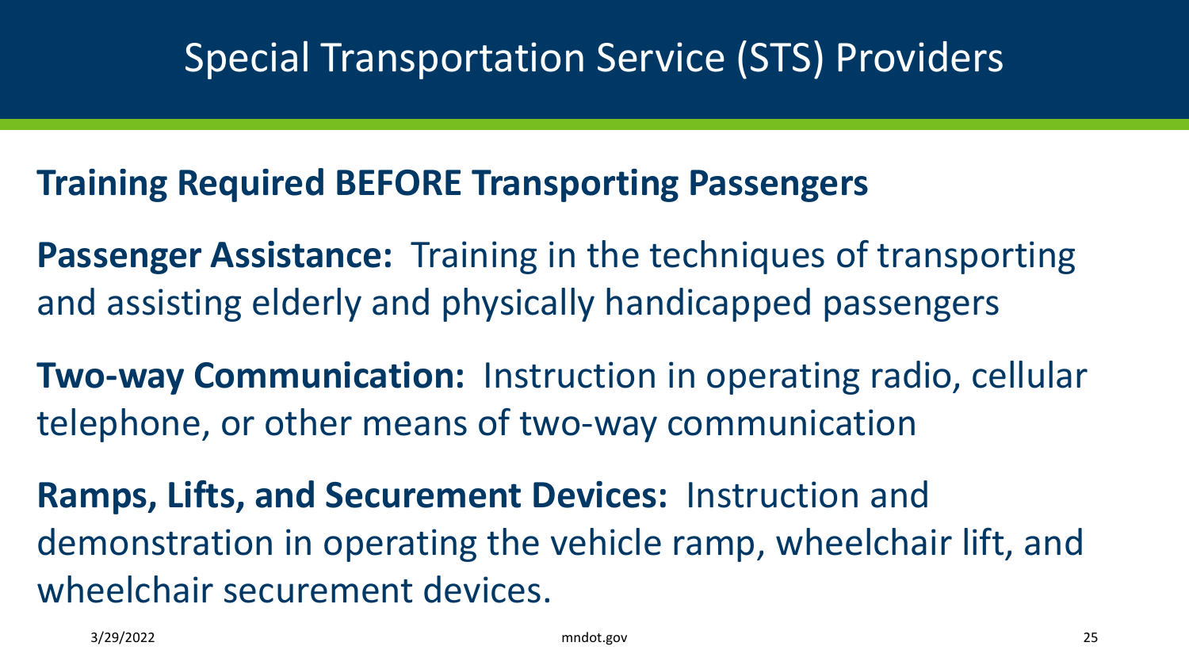# Special Transportation Service (STS) Providers

**Training Required BEFORE Transporting Passengers**

**Passenger Assistance:** Training in the techniques of transporting and assisting elderly and physically handicapped passengers

**Two-way Communication:** Instruction in operating radio, cellular telephone, or other means of two-way communication

**Ramps, Lifts, and Securement Devices:** Instruction and demonstration in operating the vehicle ramp, wheelchair lift, and wheelchair securement devices.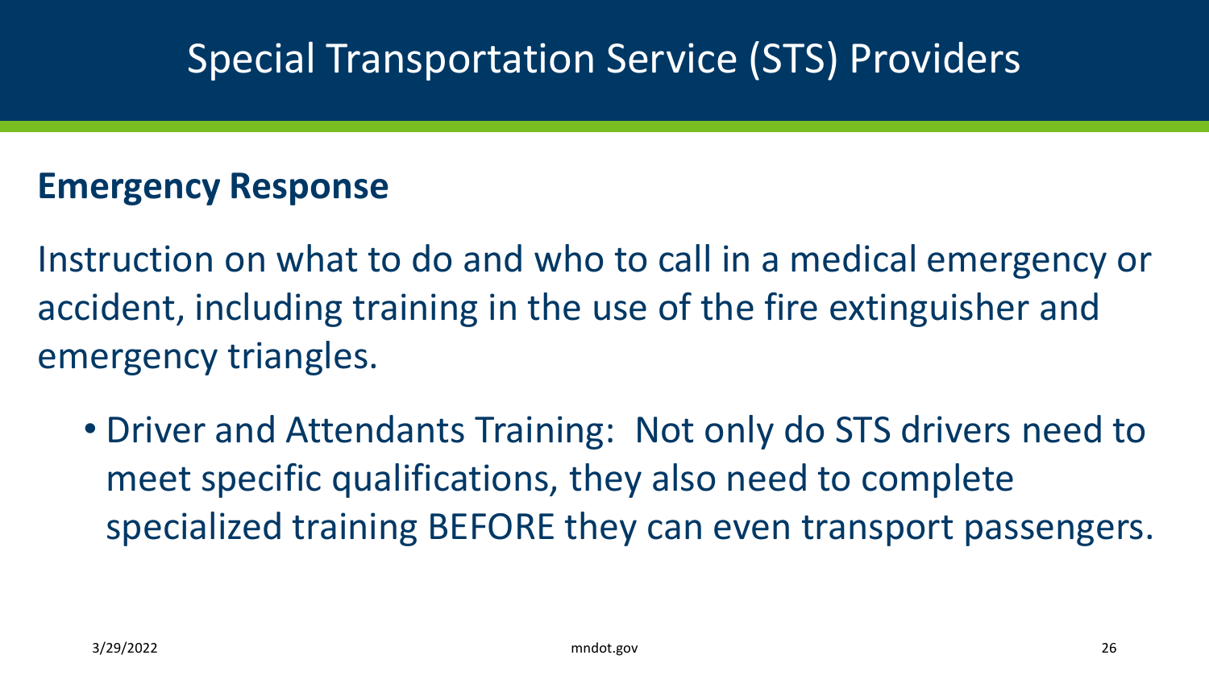# Special Transportation Service (STS) Providers

## Emergency Response

Instruction on what to do and who to call in a medical emergency or accident, including training in the use of the fire extinguisher and emergency triangles.

- Driver and Attendants Training: Not only do STS drivers need to meet specific qualifications, they also need to complete specialized training BEFORE they can even transport passengers.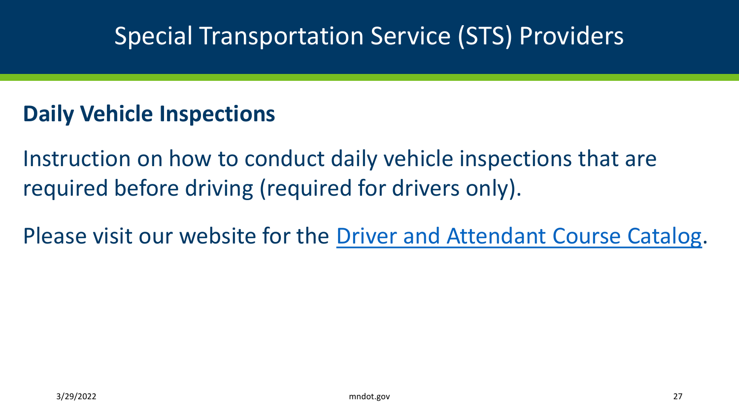# Special Transportation Service (STS) Providers

## Daily Vehicle Inspections

Instruction on how to conduct daily vehicle inspections that are required before driving (required for drivers only).

Please visit our website for the Driver and Attendant Course Catalog.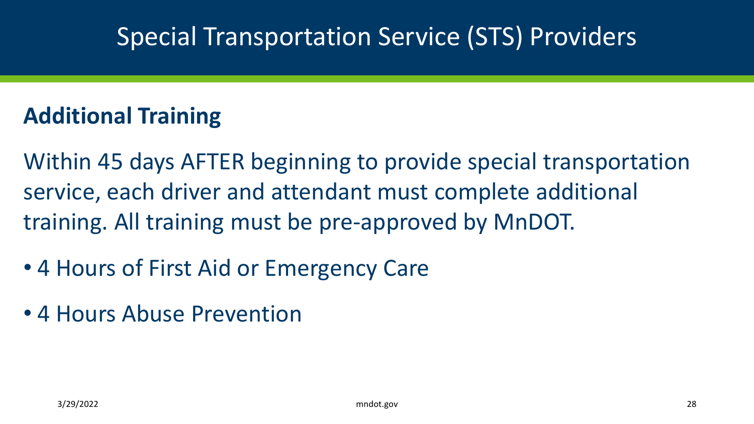# Special Transportation Service (STS) Providers

## Additional Training

Within 45 days AFTER beginning to provide special transportation service, each driver and attendant must complete additional training. All training must be pre-approved by MnDOT.

- 4 Hours of First Aid or Emergency Care
- 4 Hours Abuse Prevention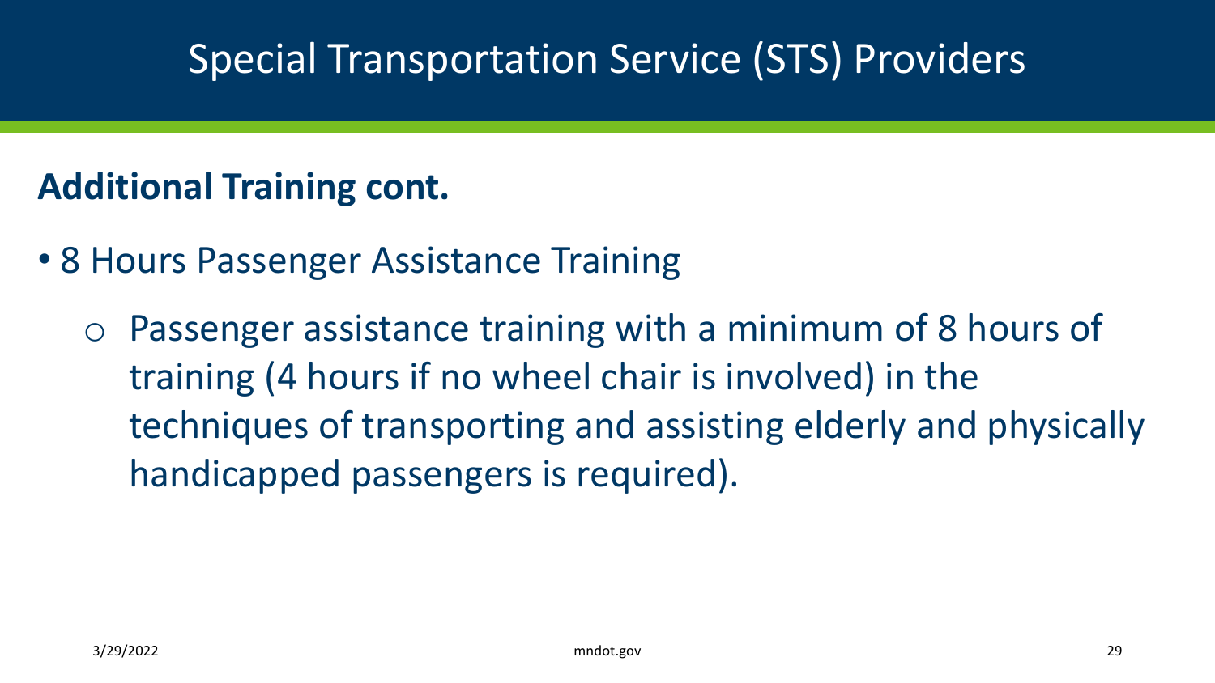# Special Transportation Service (STS) Providers

**Additional Training cont.**

- 8 Hours Passenger Assistance Training
  - Passenger assistance training with a minimum of 8 hours of training (4 hours if no wheel chair is involved) in the techniques of transporting and assisting elderly and physically handicapped passengers is required).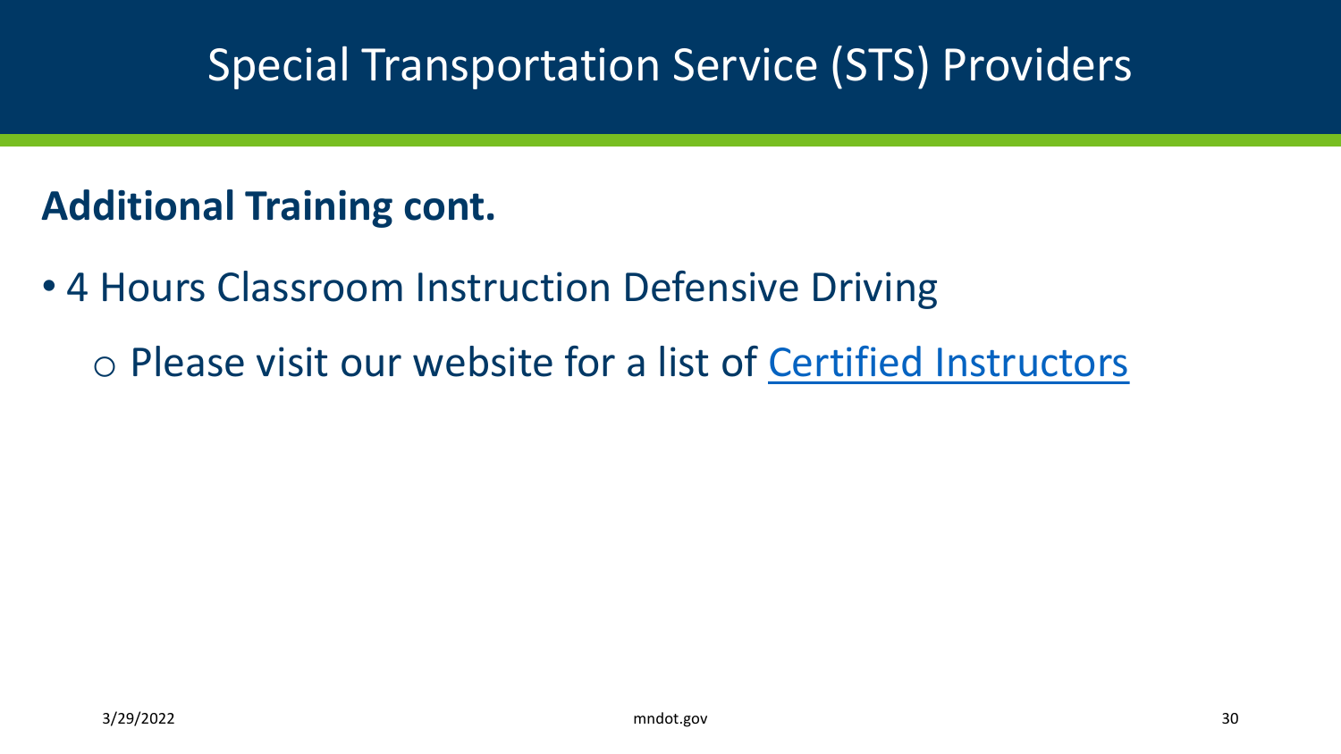# Special Transportation Service (STS) Providers

## Additional Training cont.

- 4 Hours Classroom Instruction Defensive Driving
  - Please visit our website for a list of Certified Instructors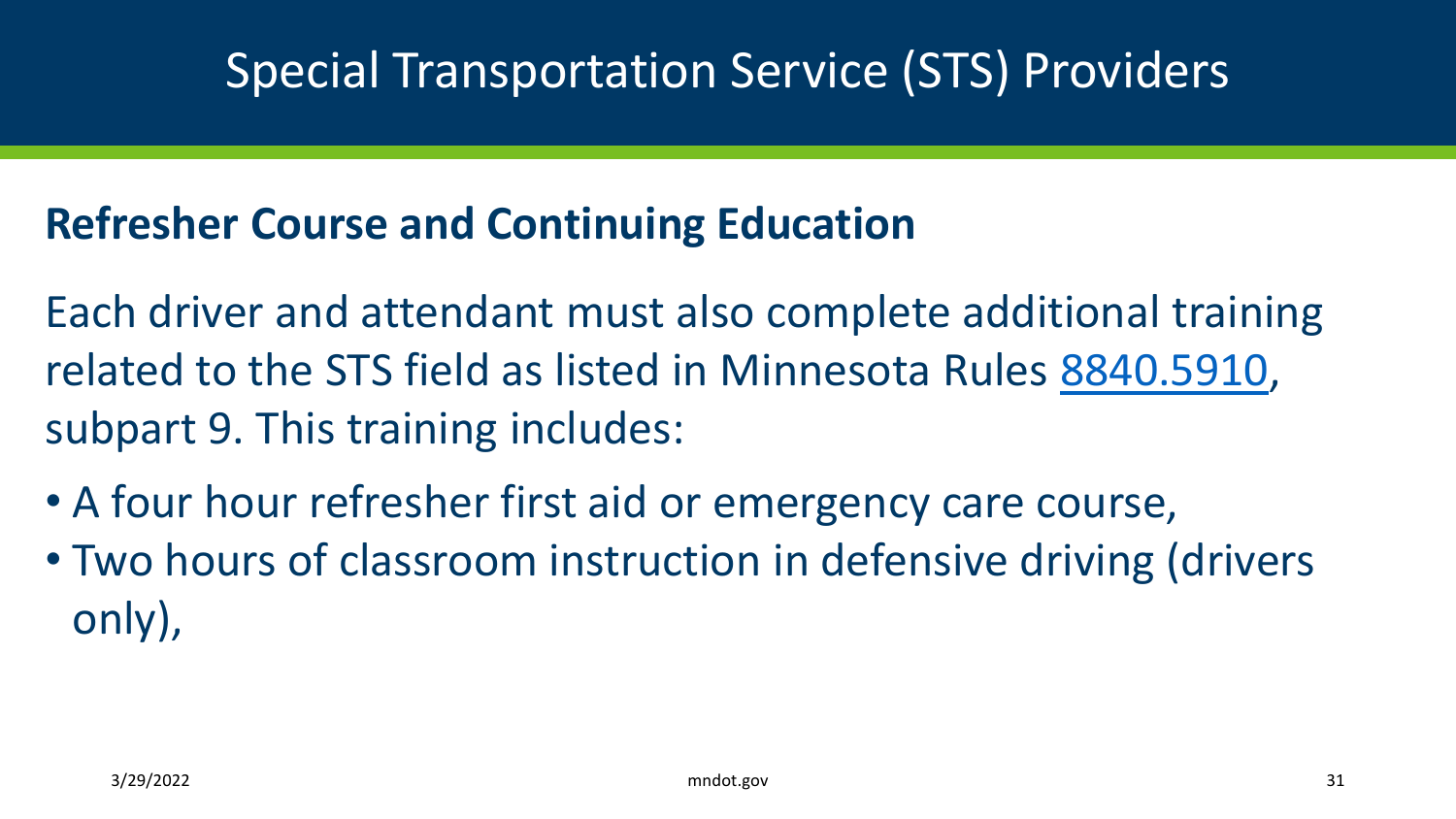# Special Transportation Service (STS) Providers

## Refresher Course and Continuing Education

Each driver and attendant must also complete additional training related to the STS field as listed in Minnesota Rules 8840.5910, subpart 9. This training includes:

- A four hour refresher first aid or emergency care course,
- Two hours of classroom instruction in defensive driving (drivers only),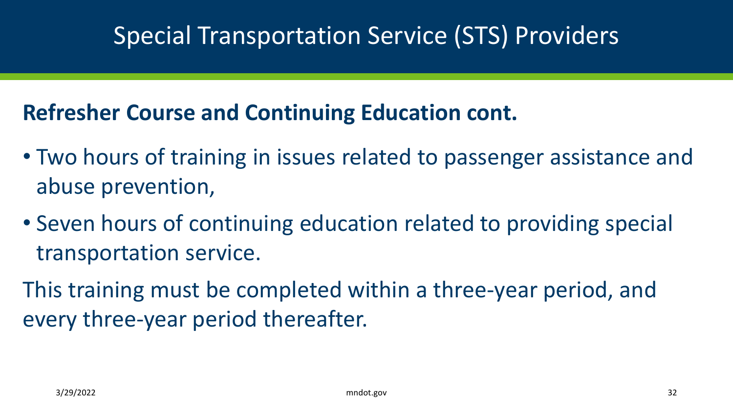# Special Transportation Service (STS) Providers

## Refresher Course and Continuing Education cont.

- Two hours of training in issues related to passenger assistance and abuse prevention,
- Seven hours of continuing education related to providing special transportation service.

This training must be completed within a three-year period, and every three-year period thereafter.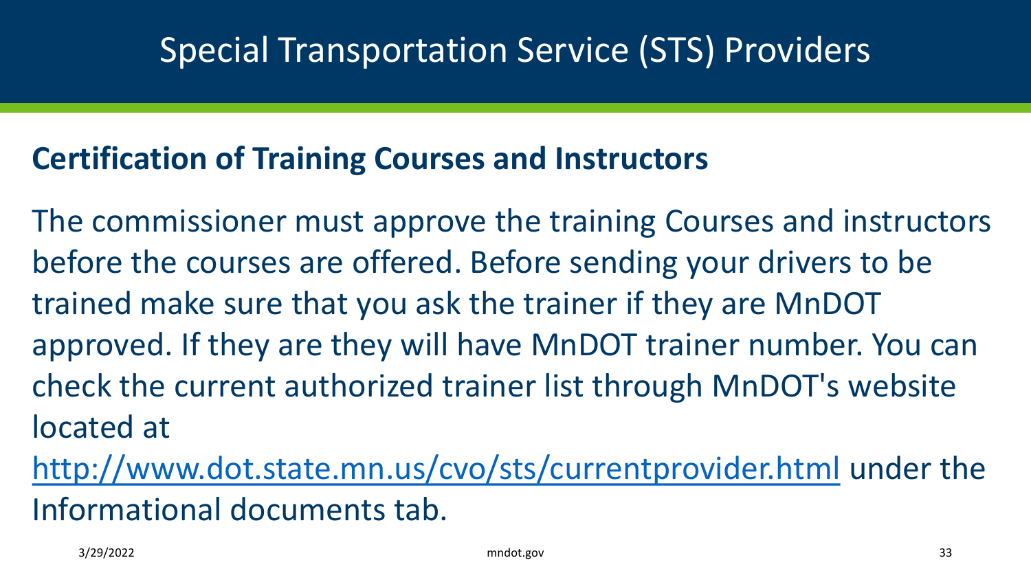# Special Transportation Service (STS) Providers

## Certification of Training Courses and Instructors

The commissioner must approve the training Courses and instructors before the courses are offered. Before sending your drivers to be trained make sure that you ask the trainer if they are MnDOT approved. If they are they will have MnDOT trainer number. You can check the current authorized trainer list through MnDOT's website located at [http://www.dot.state.mn.us/cvo/sts/currentprovider.html](http://www.dot.state.mn.us/cvo/sts/currentprovider.html) under the Informational documents tab.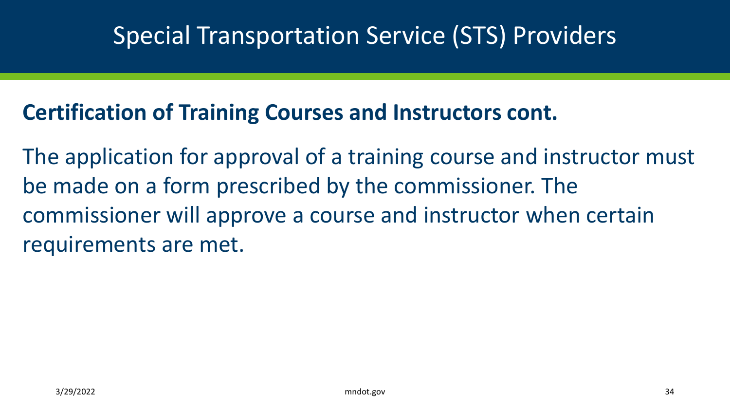# Special Transportation Service (STS) Providers

## Certification of Training Courses and Instructors cont.

The application for approval of a training course and instructor must be made on a form prescribed by the commissioner. The commissioner will approve a course and instructor when certain requirements are met.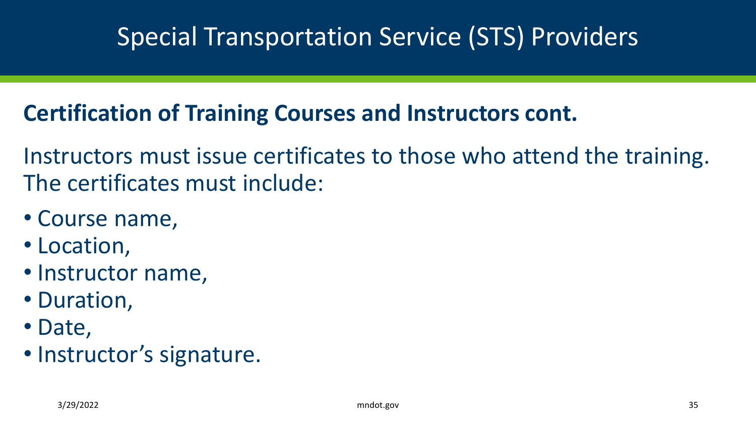# Special Transportation Service (STS) Providers

## Certification of Training Courses and Instructors cont.

Instructors must issue certificates to those who attend the training. The certificates must include:

- Course name,
- Location,
- Instructor name,
- Duration,
- Date,
- Instructor's signature.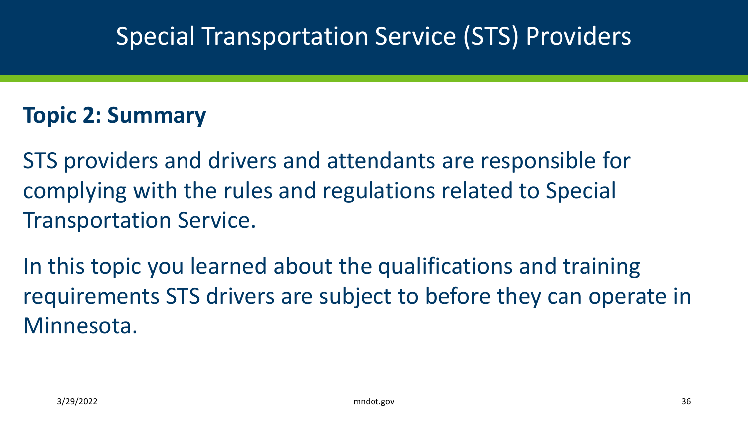# Special Transportation Service (STS) Providers

## Topic 2: Summary

STS providers and drivers and attendants are responsible for complying with the rules and regulations related to Special Transportation Service.

In this topic you learned about the qualifications and training requirements STS drivers are subject to before they can operate in Minnesota.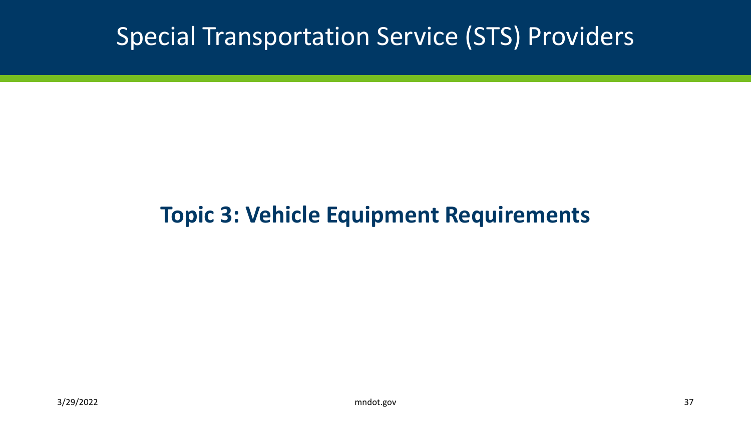# Special Transportation Service (STS) Providers

## Topic 3: Vehicle Equipment Requirements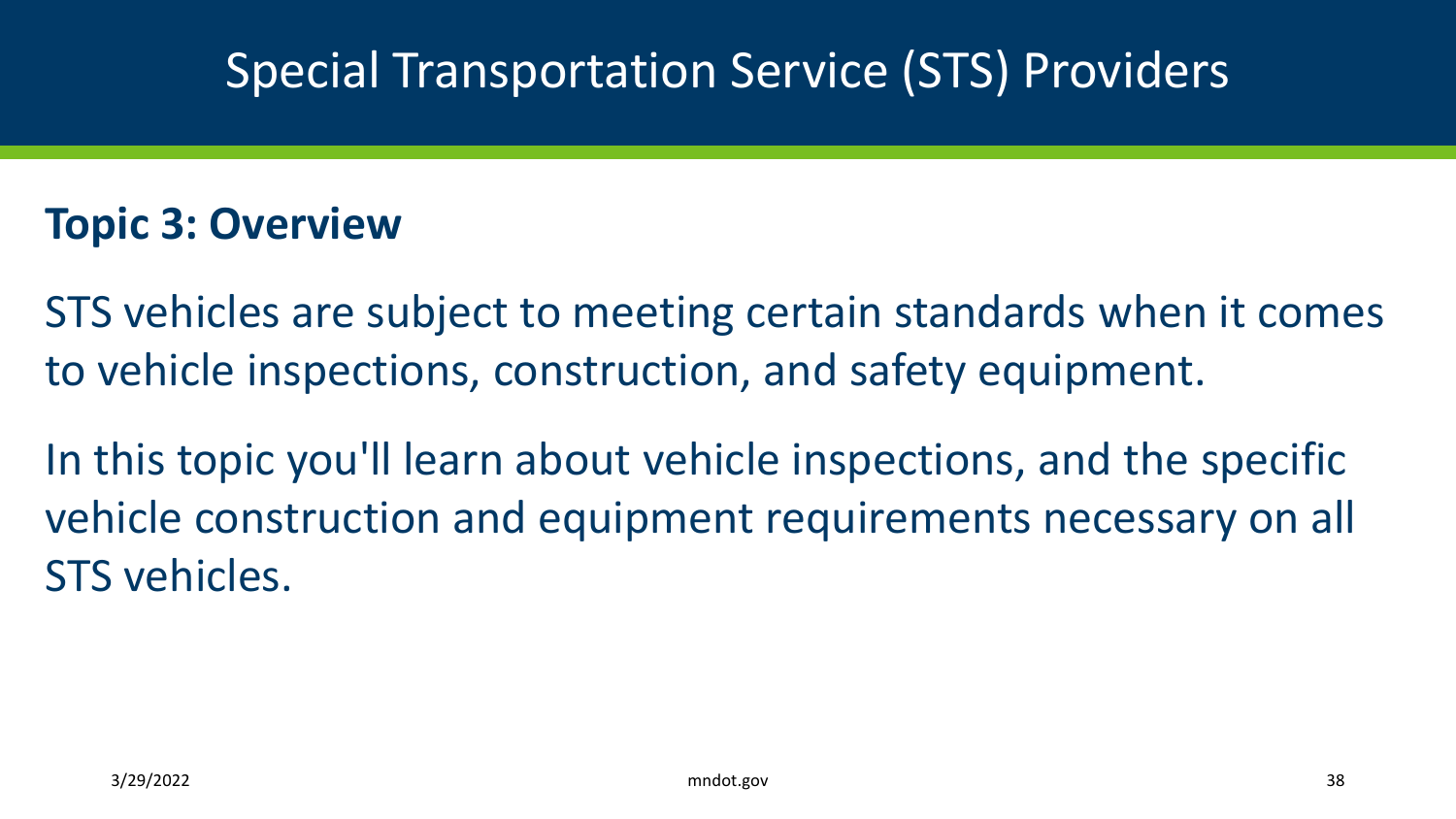# Special Transportation Service (STS) Providers

## Topic 3: Overview

STS vehicles are subject to meeting certain standards when it comes to vehicle inspections, construction, and safety equipment.

In this topic you'll learn about vehicle inspections, and the specific vehicle construction and equipment requirements necessary on all STS vehicles.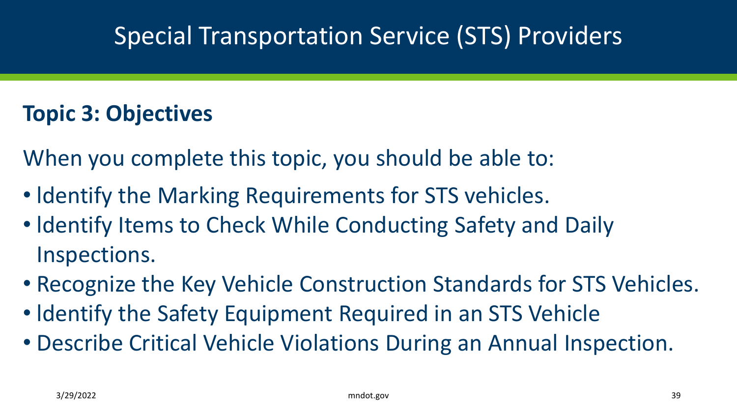# Special Transportation Service (STS) Providers

## Topic 3: Objectives

When you complete this topic, you should be able to:

- Identify the Marking Requirements for STS vehicles.
- Identify Items to Check While Conducting Safety and Daily Inspections.
- Recognize the Key Vehicle Construction Standards for STS Vehicles.
- Identify the Safety Equipment Required in an STS Vehicle
- Describe Critical Vehicle Violations During an Annual Inspection.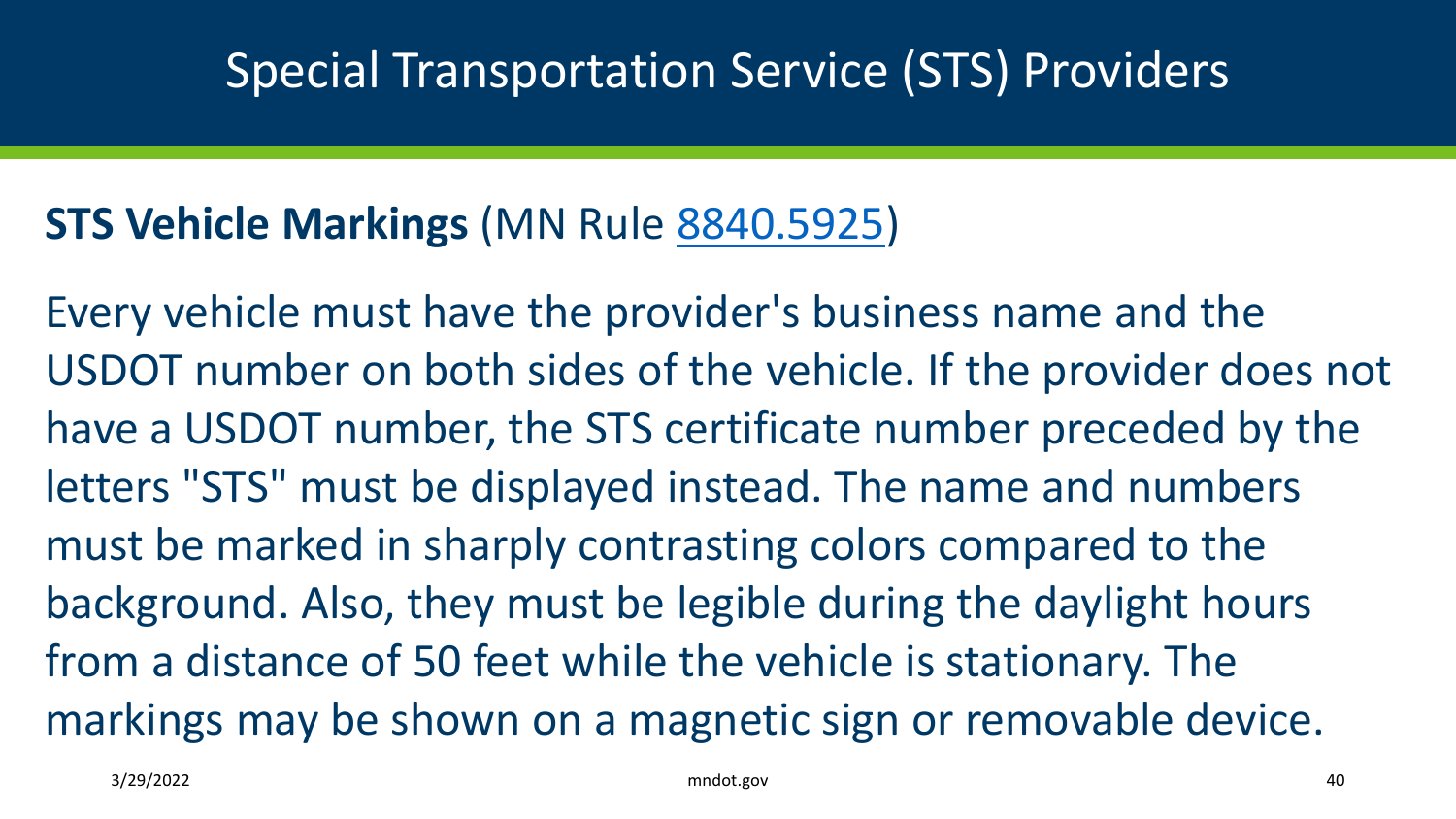# Special Transportation Service (STS) Providers

**STS Vehicle Markings** (MN Rule [8840.5925](8840.5925))

Every vehicle must have the provider's business name and the USDOT number on both sides of the vehicle. If the provider does not have a USDOT number, the STS certificate number preceded by the letters "STS" must be displayed instead. The name and numbers must be marked in sharply contrasting colors compared to the background. Also, they must be legible during the daylight hours from a distance of 50 feet while the vehicle is stationary. The markings may be shown on a magnetic sign or removable device.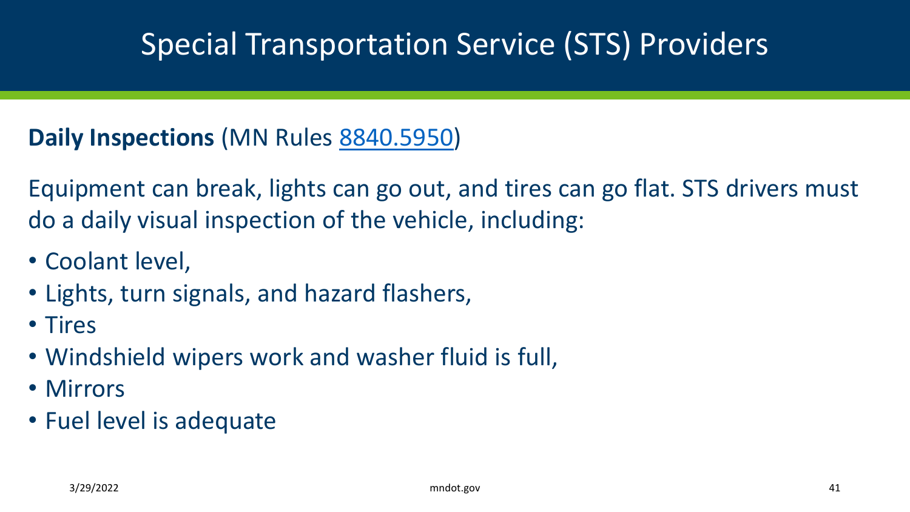# Special Transportation Service (STS) Providers

**Daily Inspections** (MN Rules 8840.5950)

Equipment can break, lights can go out, and tires can go flat. STS drivers must do a daily visual inspection of the vehicle, including:

- Coolant level,
- Lights, turn signals, and hazard flashers,
- Tires
- Windshield wipers work and washer fluid is full,
- Mirrors
- Fuel level is adequate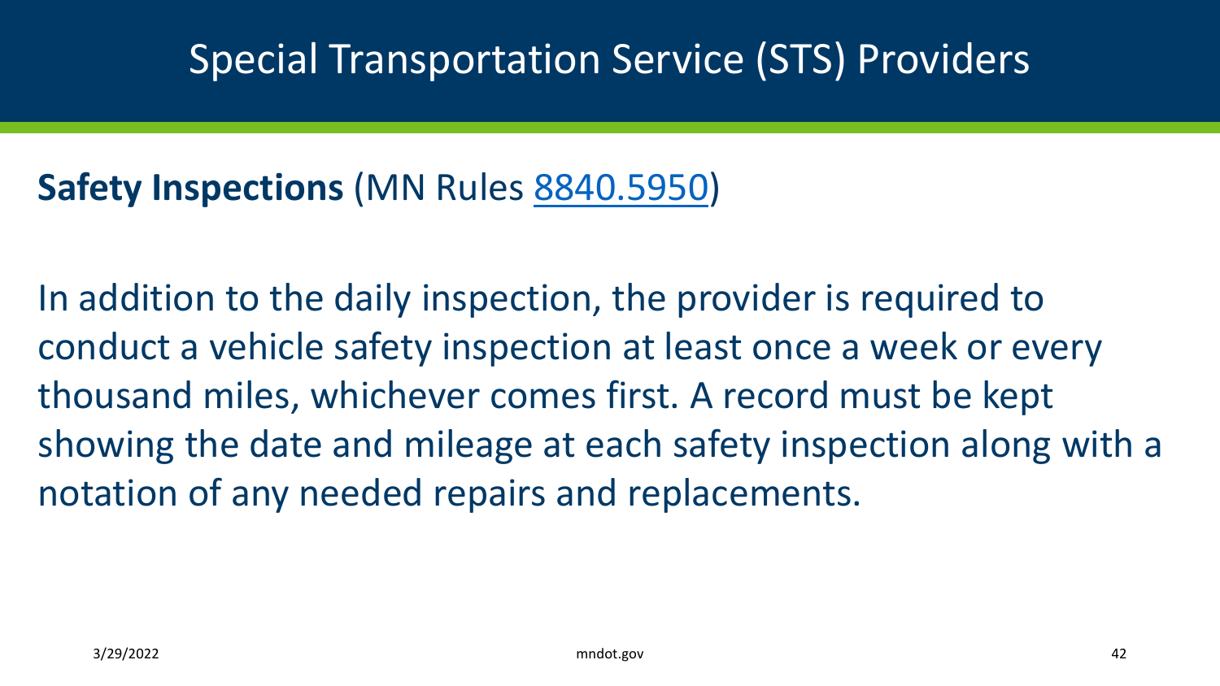# Special Transportation Service (STS) Providers

**Safety Inspections** (MN Rules [8840.5950])

In addition to the daily inspection, the provider is required to conduct a vehicle safety inspection at least once a week or every thousand miles, whichever comes first. A record must be kept showing the date and mileage at each safety inspection along with a notation of any needed repairs and replacements.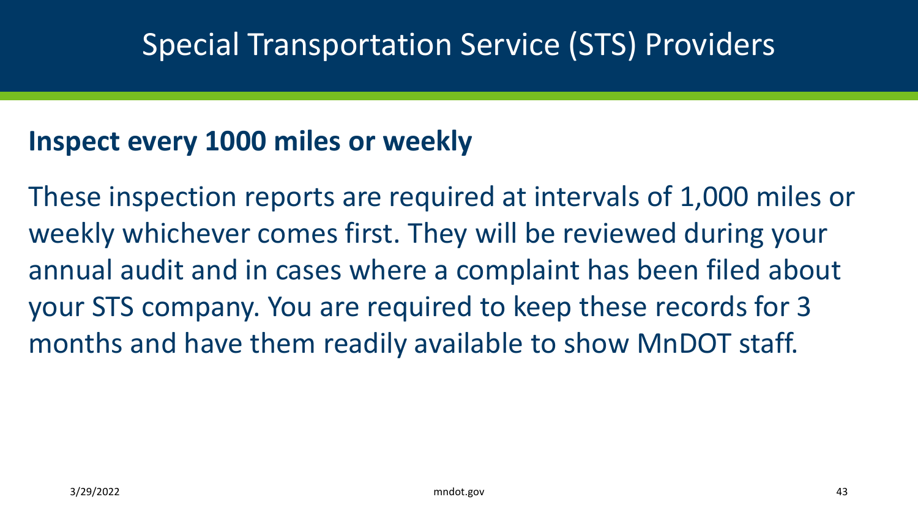# Special Transportation Service (STS) Providers

**Inspect every 1000 miles or weekly**

These inspection reports are required at intervals of 1,000 miles or weekly whichever comes first. They will be reviewed during your annual audit and in cases where a complaint has been filed about your STS company. You are required to keep these records for 3 months and have them readily available to show MnDOT staff.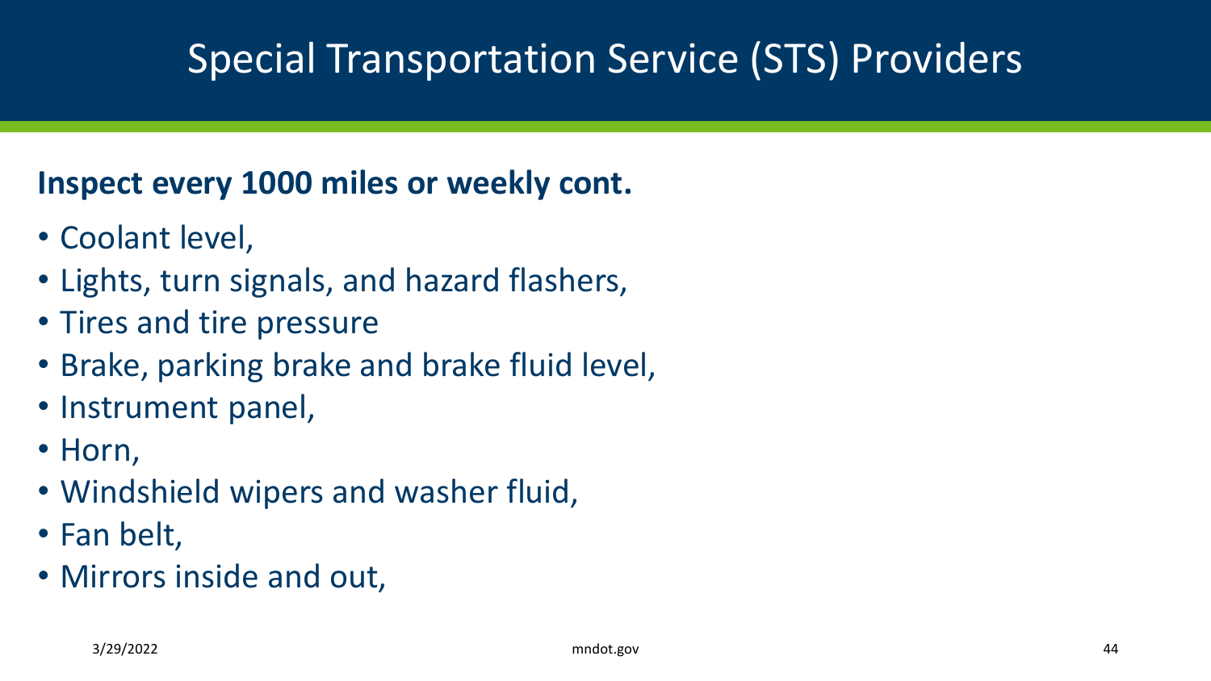# Special Transportation Service (STS) Providers

**Inspect every 1000 miles or weekly cont.**

- Coolant level,
- Lights, turn signals, and hazard flashers,
- Tires and tire pressure
- Brake, parking brake and brake fluid level,
- Instrument panel,
- Horn,
- Windshield wipers and washer fluid,
- Fan belt,
- Mirrors inside and out,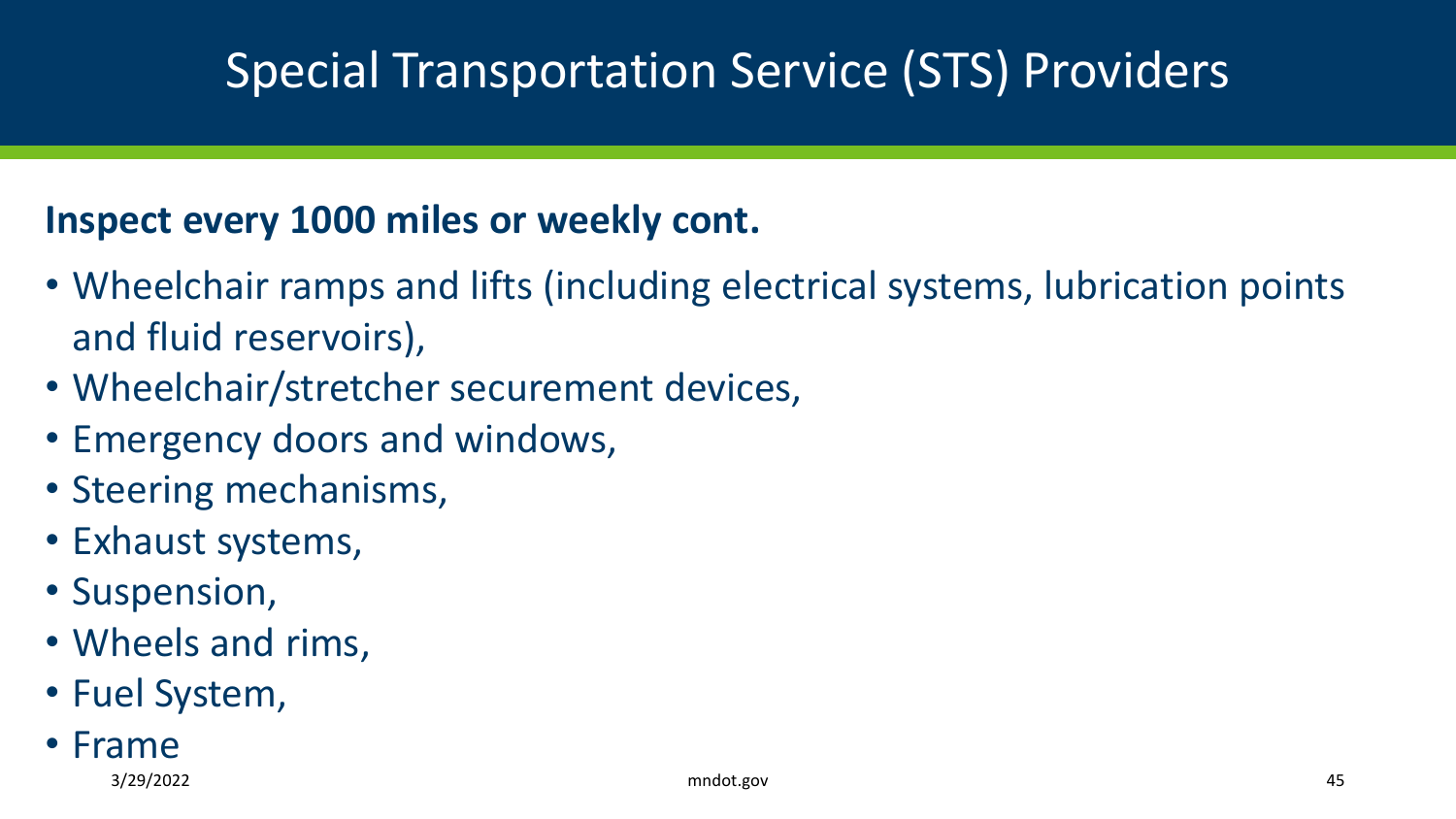# Special Transportation Service (STS) Providers

**Inspect every 1000 miles or weekly cont.**

- Wheelchair ramps and lifts (including electrical systems, lubrication points and fluid reservoirs),
- Wheelchair/stretcher securement devices,
- Emergency doors and windows,
- Steering mechanisms,
- Exhaust systems,
- Suspension,
- Wheels and rims,
- Fuel System,
- Frame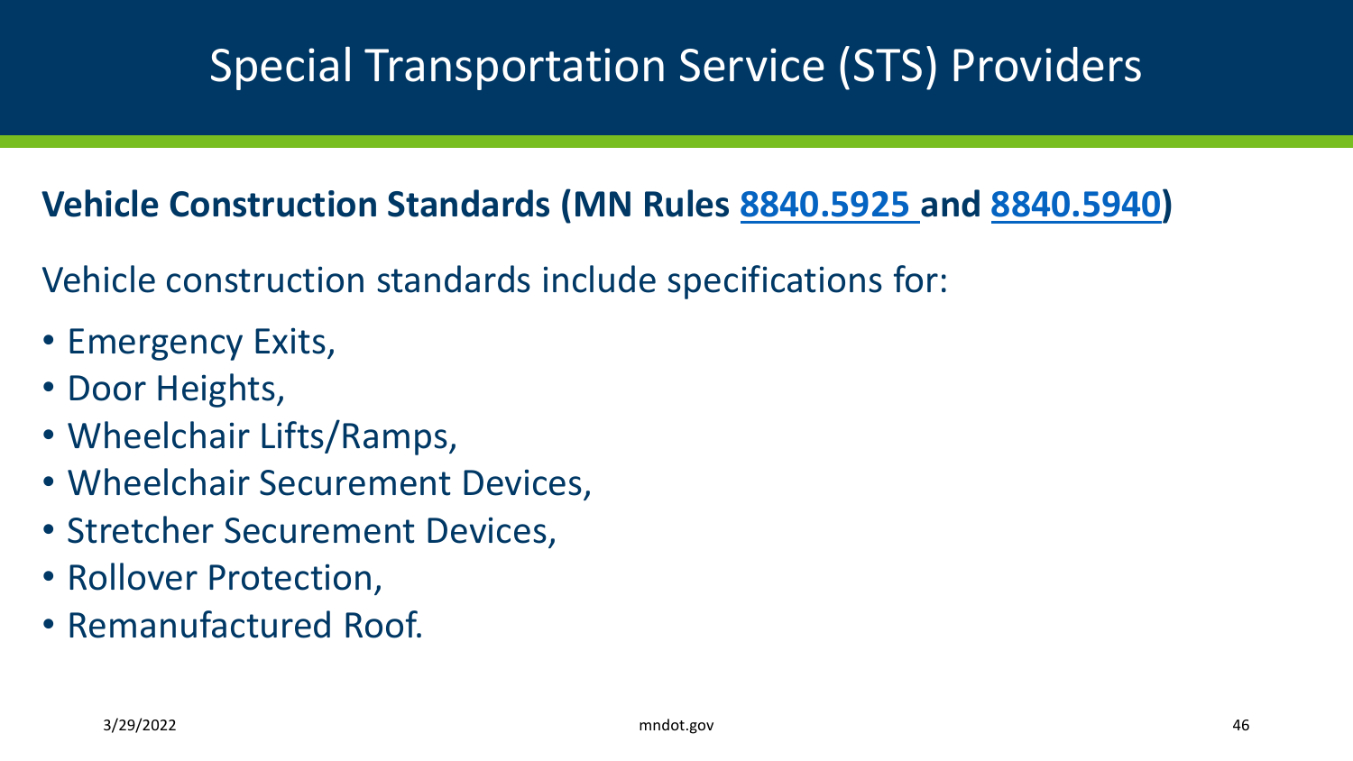# Special Transportation Service (STS) Providers

**Vehicle Construction Standards (MN Rules 8840.5925 and 8840.5940)**

Vehicle construction standards include specifications for:

- Emergency Exits,
- Door Heights,
- Wheelchair Lifts/Ramps,
- Wheelchair Securement Devices,
- Stretcher Securement Devices,
- Rollover Protection,
- Remanufactured Roof.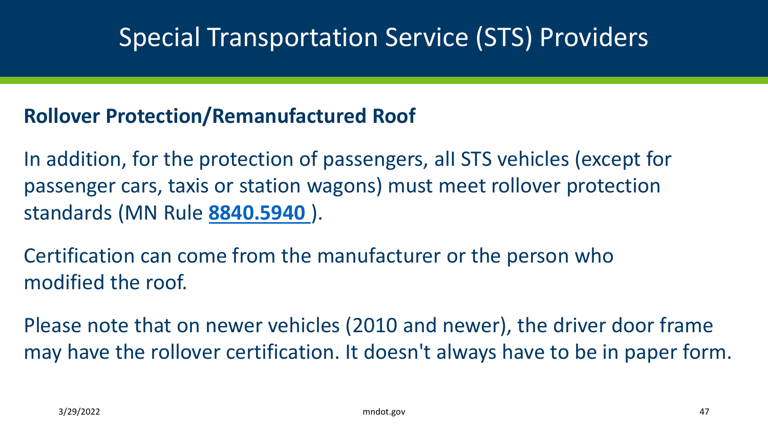# Special Transportation Service (STS) Providers

**Rollover Protection/Remanufactured Roof**

In addition, for the protection of passengers, all STS vehicles (except for passenger cars, taxis or station wagons) must meet rollover protection standards (MN Rule **8840.5940** ).

Certification can come from the manufacturer or the person who modified the roof.

Please note that on newer vehicles (2010 and newer), the driver door frame may have the rollover certification. It doesn't always have to be in paper form.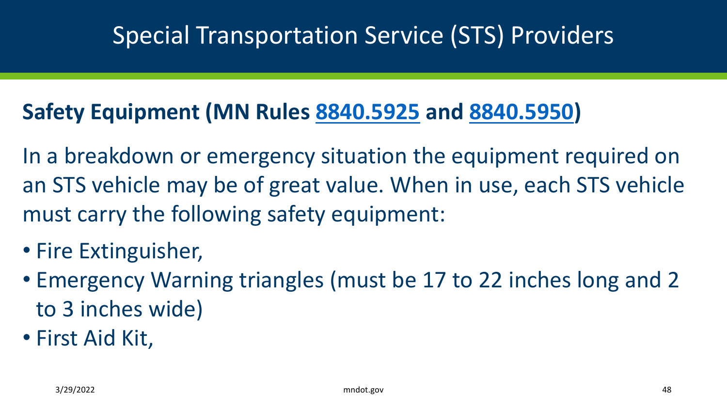# Special Transportation Service (STS) Providers

**Safety Equipment (MN Rules 8840.5925 and 8840.5950)**

In a breakdown or emergency situation the equipment required on an STS vehicle may be of great value. When in use, each STS vehicle must carry the following safety equipment:

- Fire Extinguisher,
- Emergency Warning triangles (must be 17 to 22 inches long and 2 to 3 inches wide)
- First Aid Kit,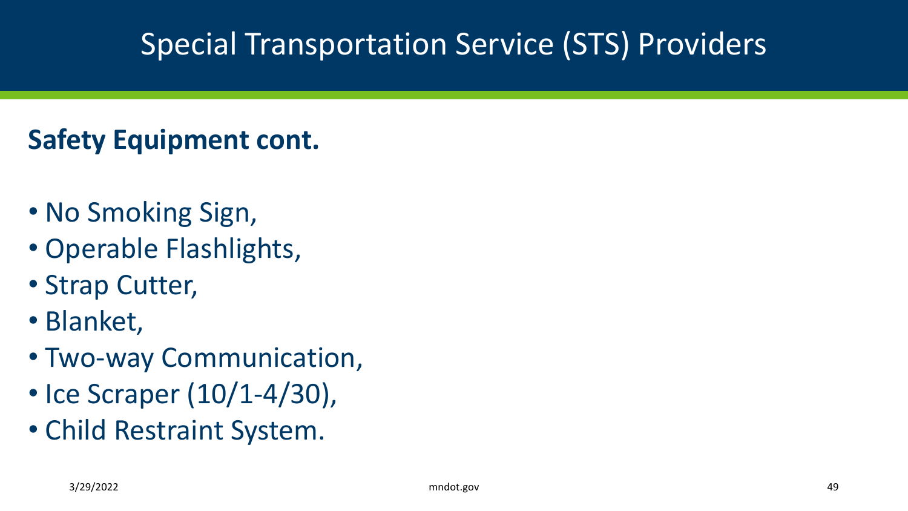# Special Transportation Service (STS) Providers

## Safety Equipment cont.

- No Smoking Sign,
- Operable Flashlights,
- Strap Cutter,
- Blanket,
- Two-way Communication,
- Ice Scraper (10/1-4/30),
- Child Restraint System.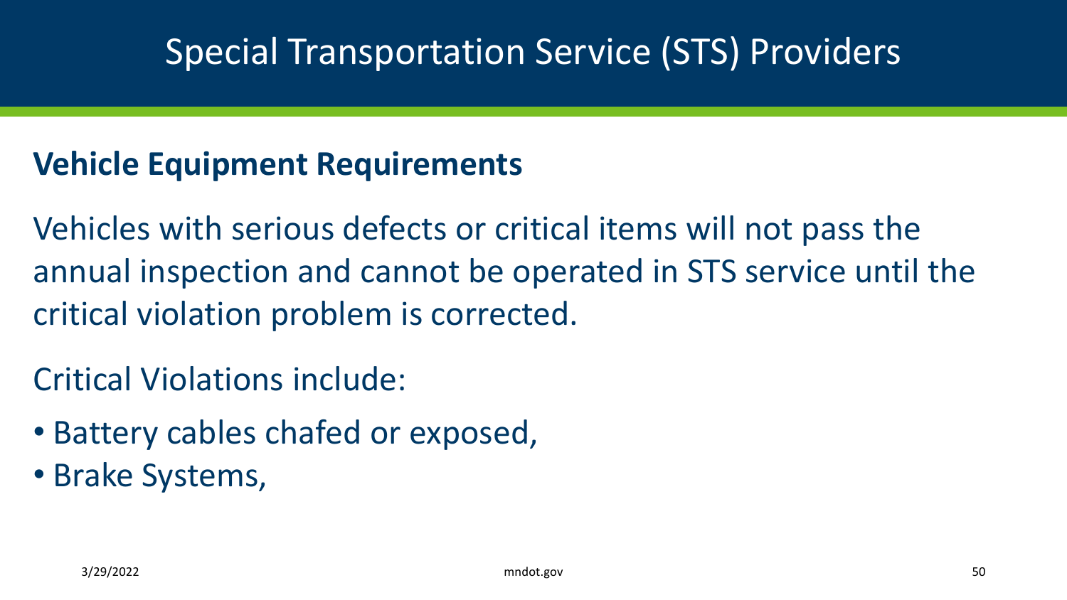# Special Transportation Service (STS) Providers

## Vehicle Equipment Requirements

Vehicles with serious defects or critical items will not pass the annual inspection and cannot be operated in STS service until the critical violation problem is corrected.

Critical Violations include:

- Battery cables chafed or exposed,
- Brake Systems,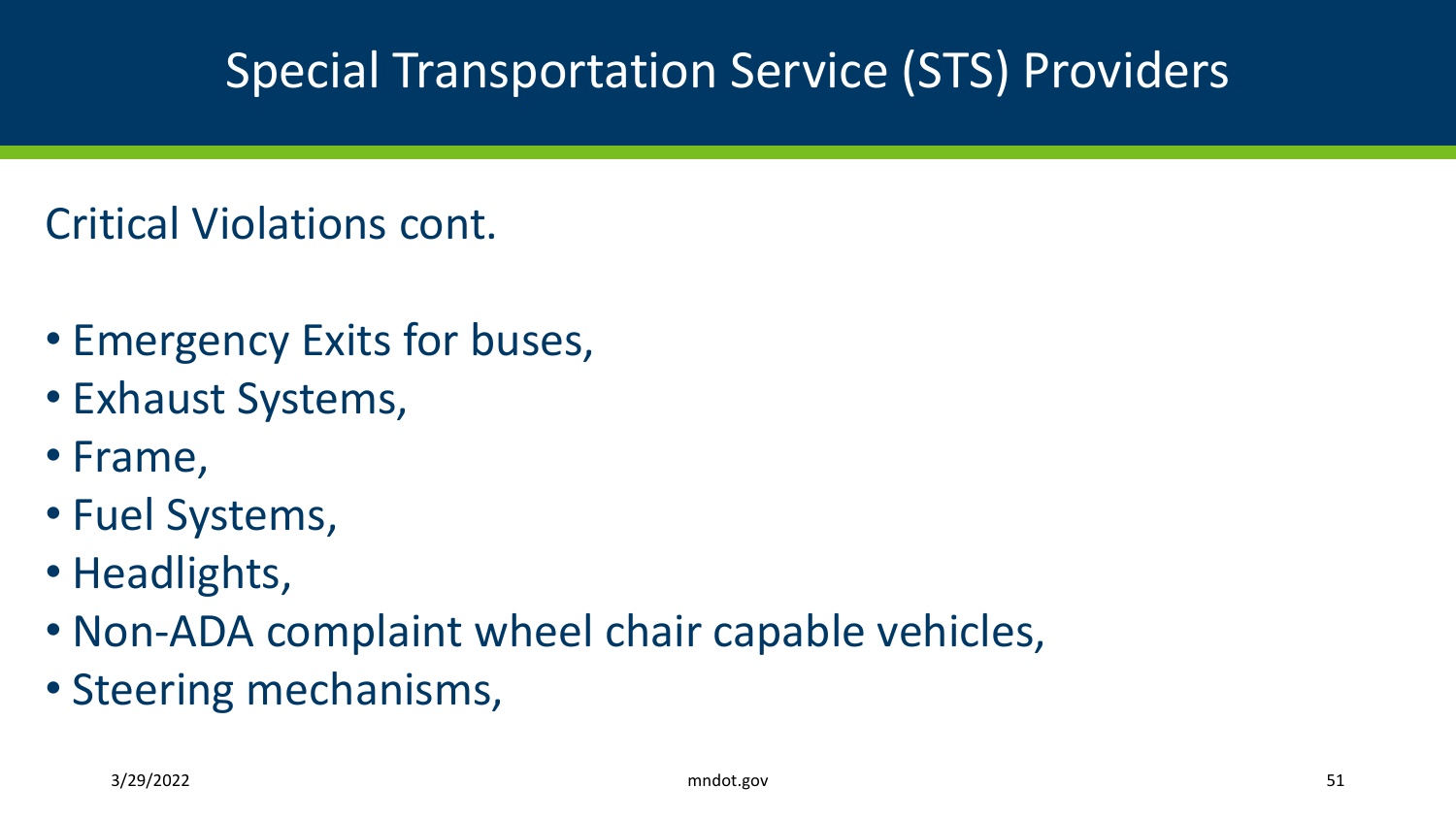# Special Transportation Service (STS) Providers

Critical Violations cont.

- Emergency Exits for buses,
- Exhaust Systems,
- Frame,
- Fuel Systems,
- Headlights,
- Non-ADA complaint wheel chair capable vehicles,
- Steering mechanisms,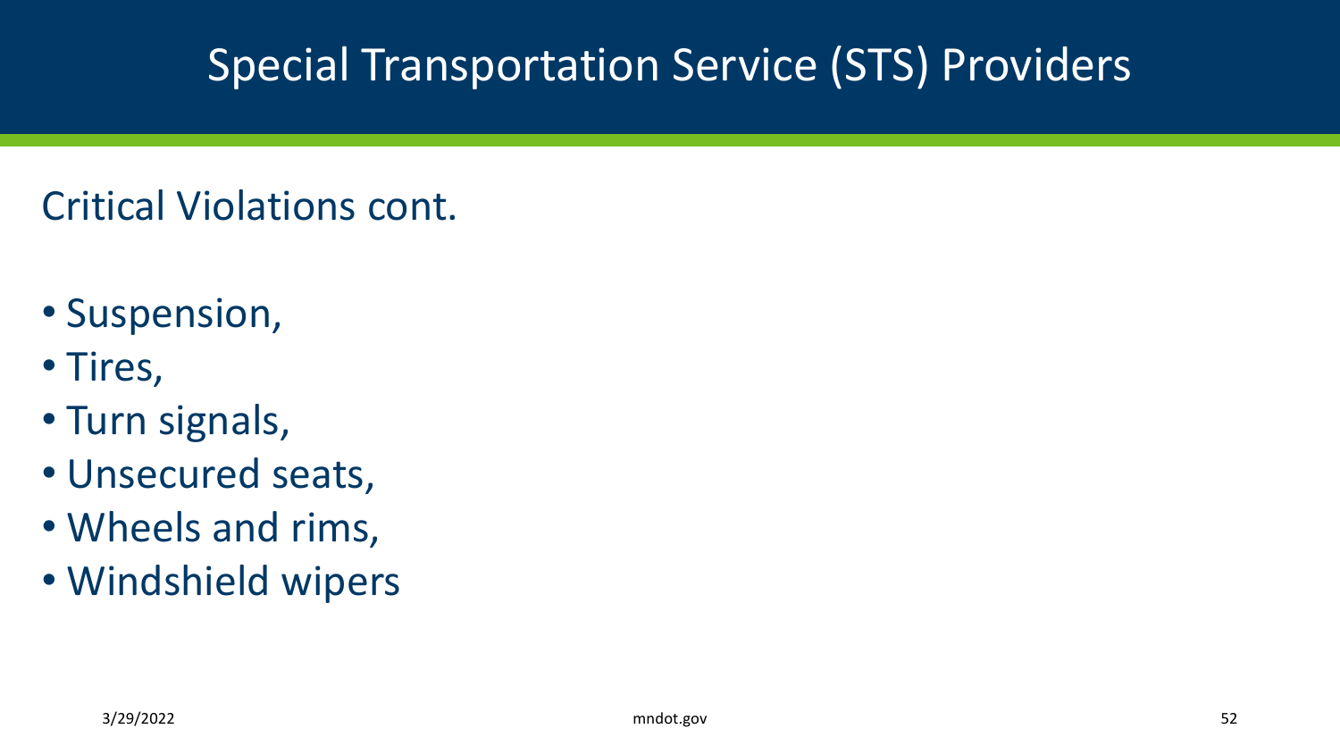# Special Transportation Service (STS) Providers

## Critical Violations cont.

- Suspension,
- Tires,
- Turn signals,
- Unsecured seats,
- Wheels and rims,
- Windshield wipers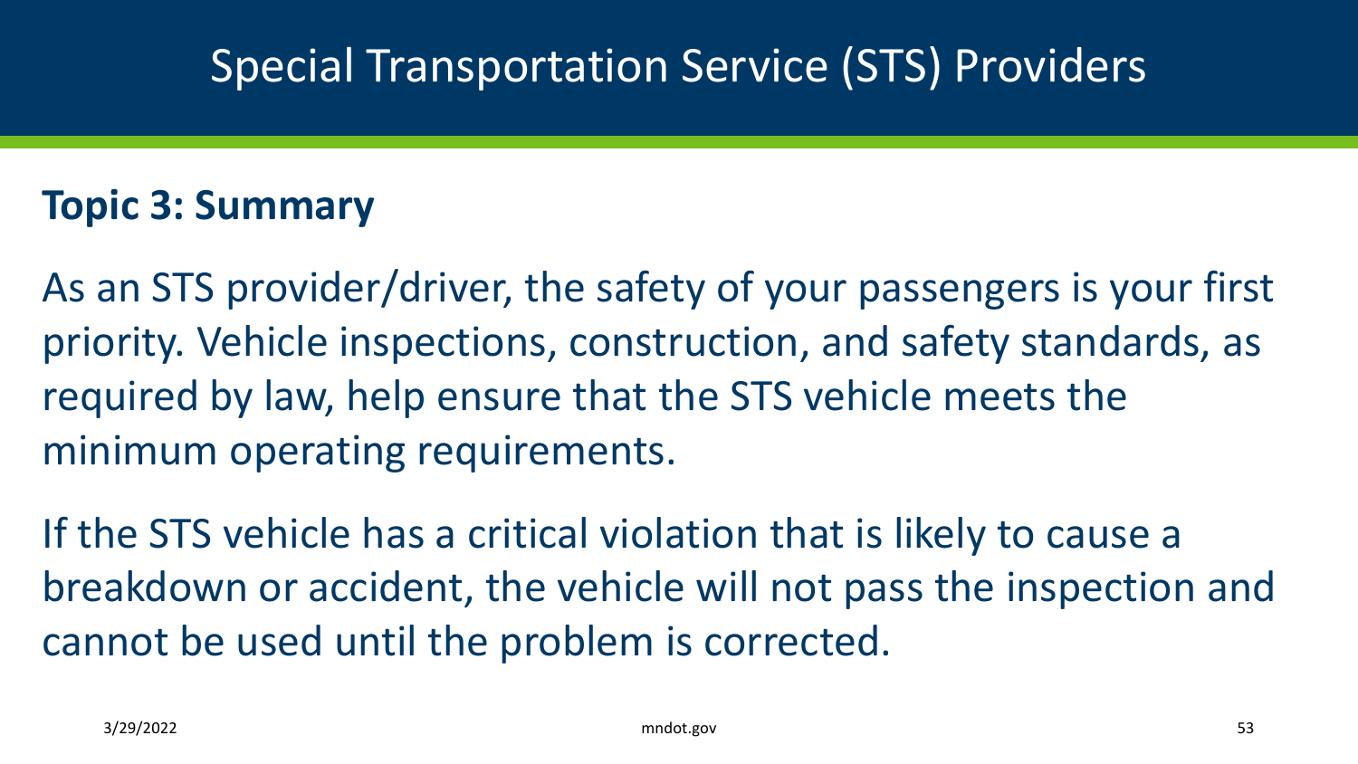# Special Transportation Service (STS) Providers

## Topic 3: Summary

As an STS provider/driver, the safety of your passengers is your first priority. Vehicle inspections, construction, and safety standards, as required by law, help ensure that the STS vehicle meets the minimum operating requirements.

If the STS vehicle has a critical violation that is likely to cause a breakdown or accident, the vehicle will not pass the inspection and cannot be used until the problem is corrected.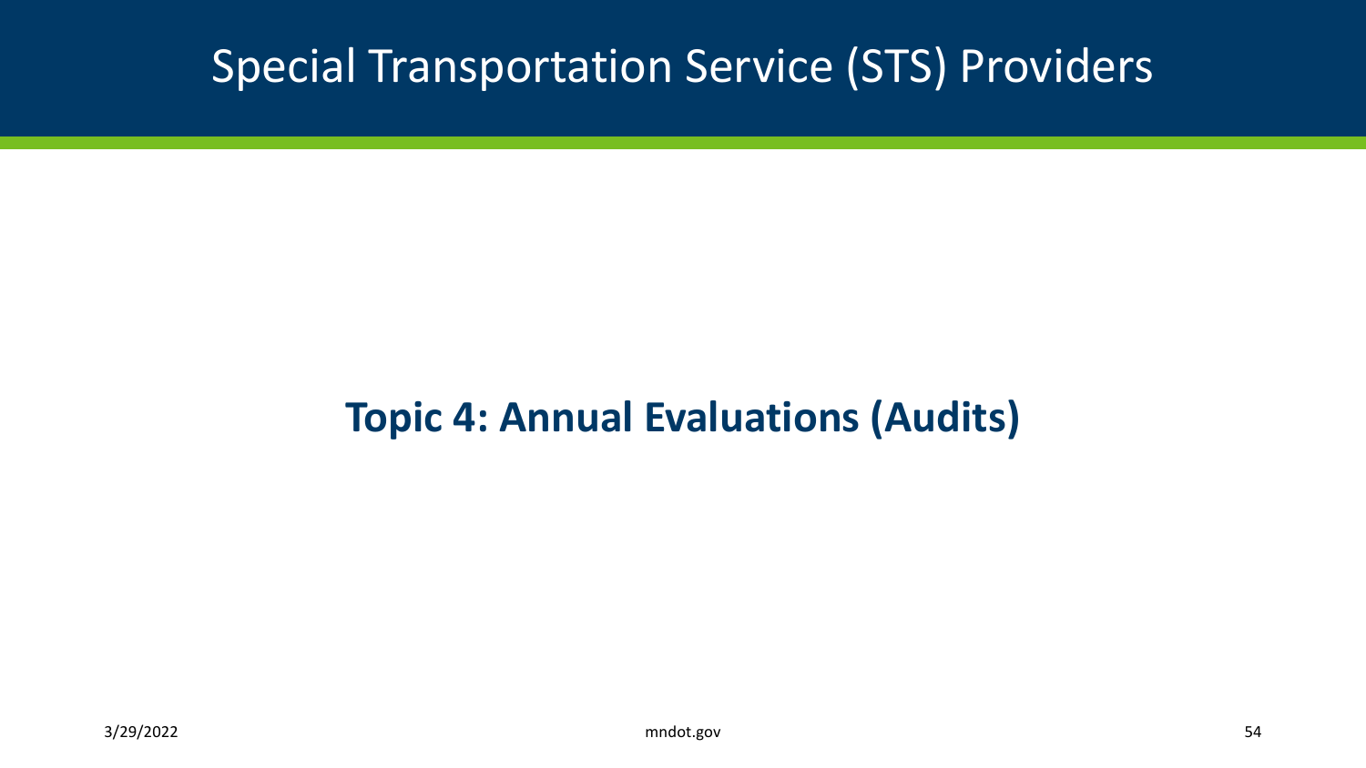# Special Transportation Service (STS) Providers

## Topic 4: Annual Evaluations (Audits)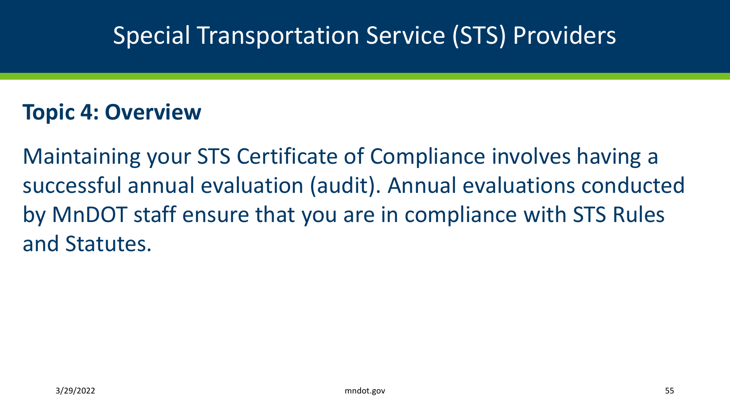# Special Transportation Service (STS) Providers

## Topic 4: Overview

Maintaining your STS Certificate of Compliance involves having a successful annual evaluation (audit). Annual evaluations conducted by MnDOT staff ensure that you are in compliance with STS Rules and Statutes.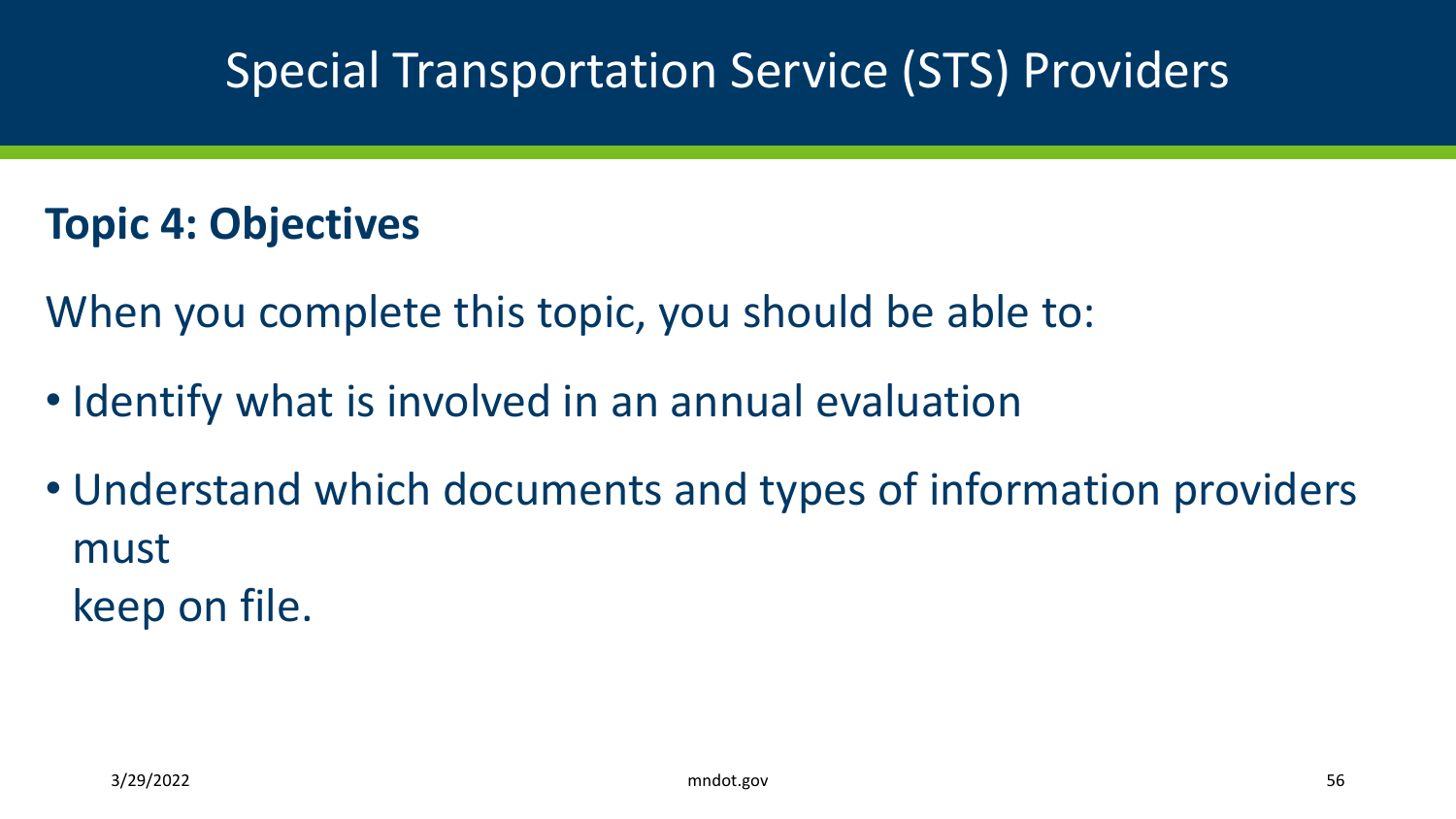# Special Transportation Service (STS) Providers

## Topic 4: Objectives

When you complete this topic, you should be able to:

- Identify what is involved in an annual evaluation
- Understand which documents and types of information providers must
  keep on file.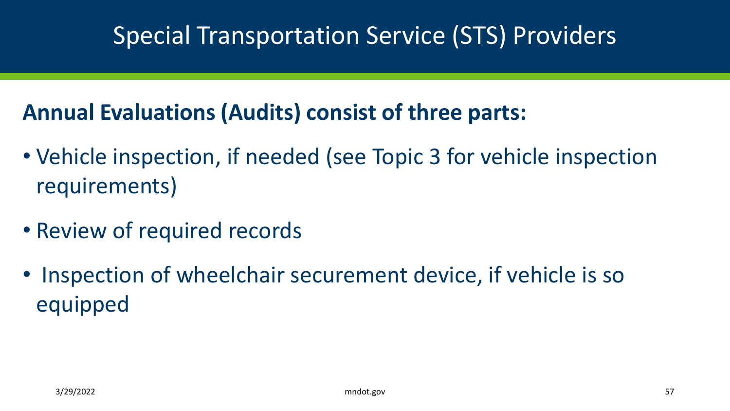# Special Transportation Service (STS) Providers

**Annual Evaluations (Audits) consist of three parts:**

- Vehicle inspection, if needed (see Topic 3 for vehicle inspection requirements)
- Review of required records
- Inspection of wheelchair securement device, if vehicle is so equipped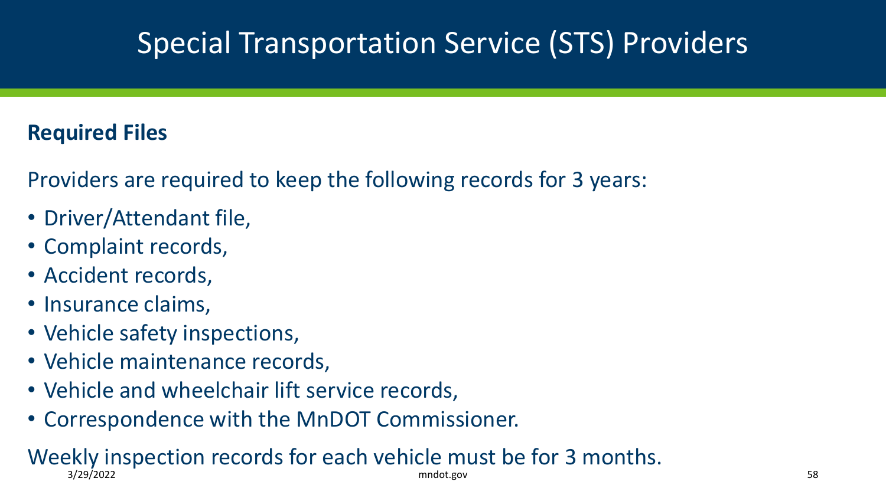# Special Transportation Service (STS) Providers

**Required Files**

Providers are required to keep the following records for 3 years:

- Driver/Attendant file,
- Complaint records,
- Accident records,
- Insurance claims,
- Vehicle safety inspections,
- Vehicle maintenance records,
- Vehicle and wheelchair lift service records,
- Correspondence with the MnDOT Commissioner.

Weekly inspection records for each vehicle must be for 3 months.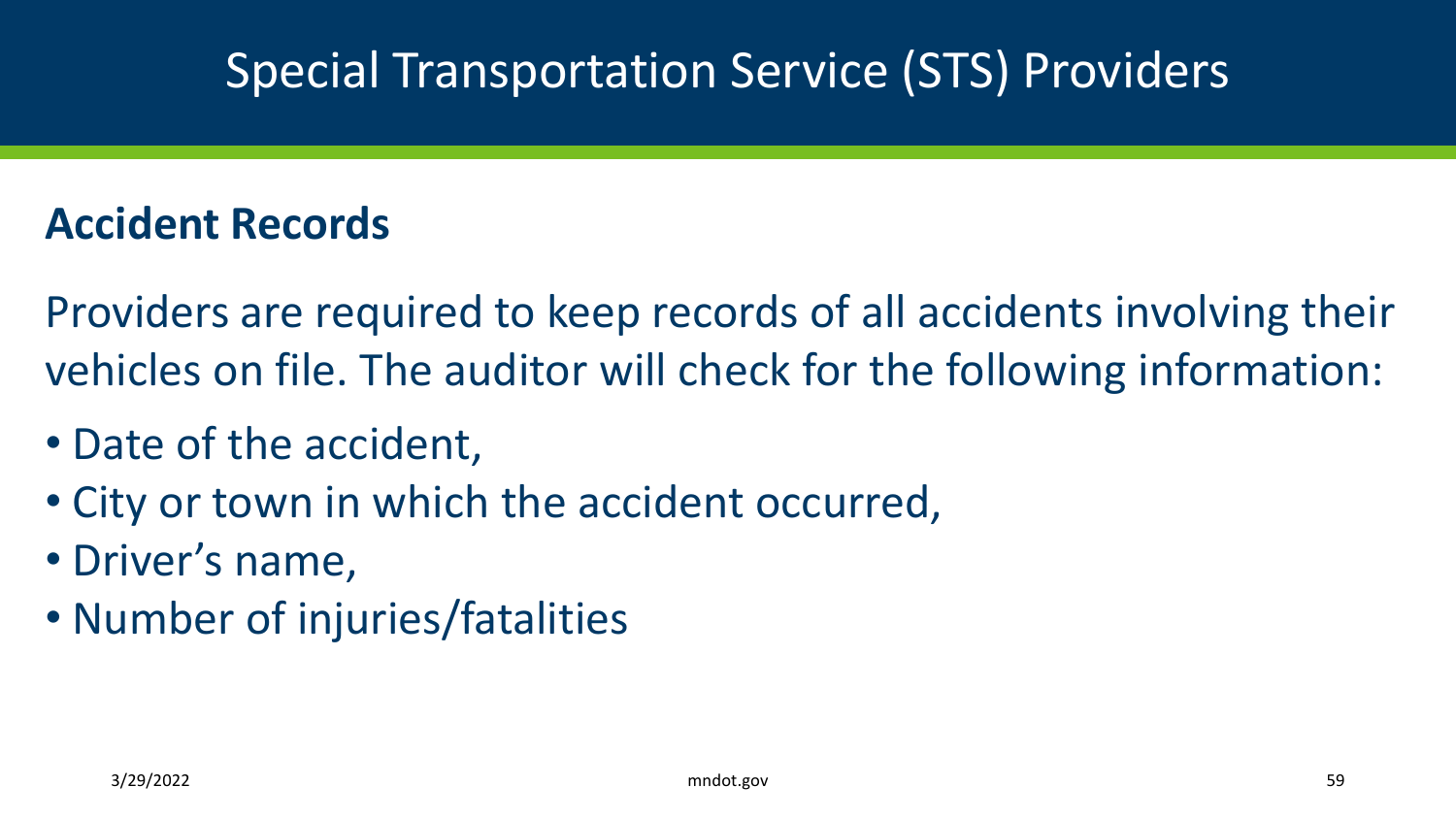# Special Transportation Service (STS) Providers

## Accident Records

Providers are required to keep records of all accidents involving their vehicles on file. The auditor will check for the following information:

- Date of the accident,
- City or town in which the accident occurred,
- Driver's name,
- Number of injuries/fatalities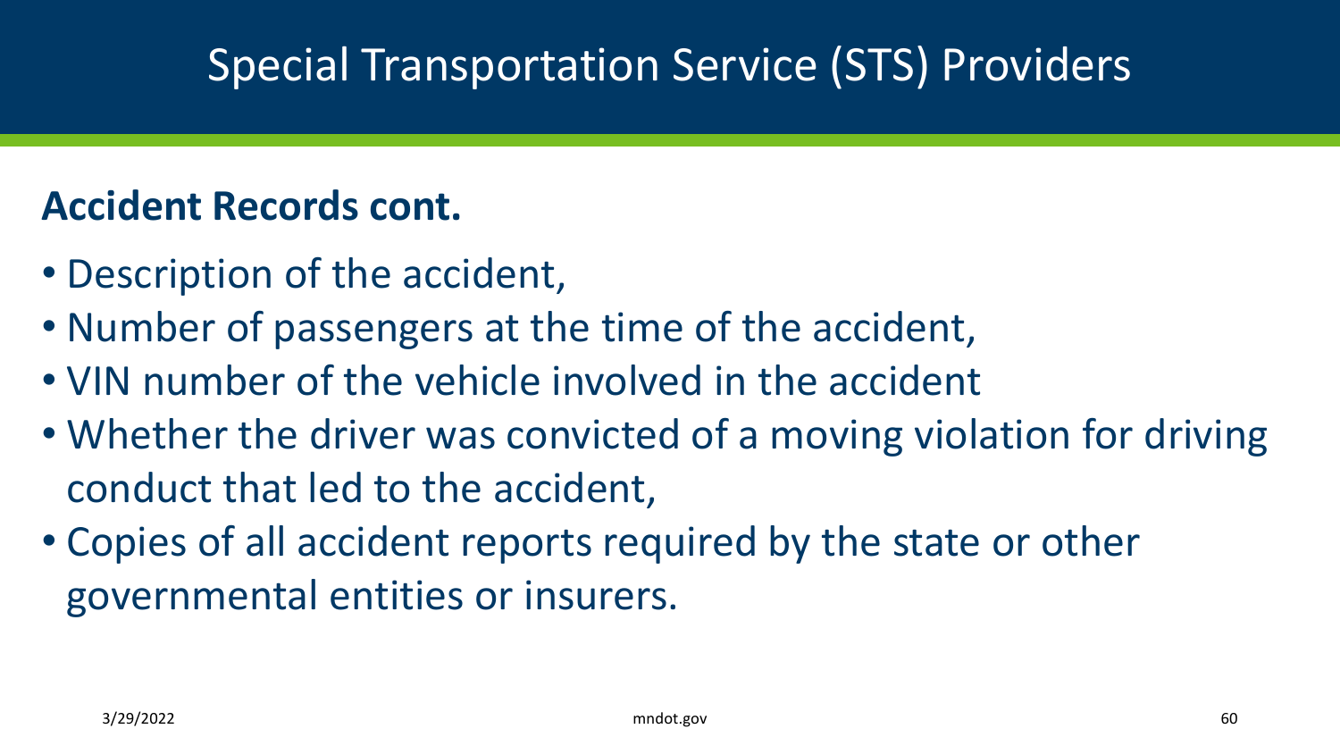# Special Transportation Service (STS) Providers

## Accident Records cont.

- Description of the accident,
- Number of passengers at the time of the accident,
- VIN number of the vehicle involved in the accident
- Whether the driver was convicted of a moving violation for driving conduct that led to the accident,
- Copies of all accident reports required by the state or other governmental entities or insurers.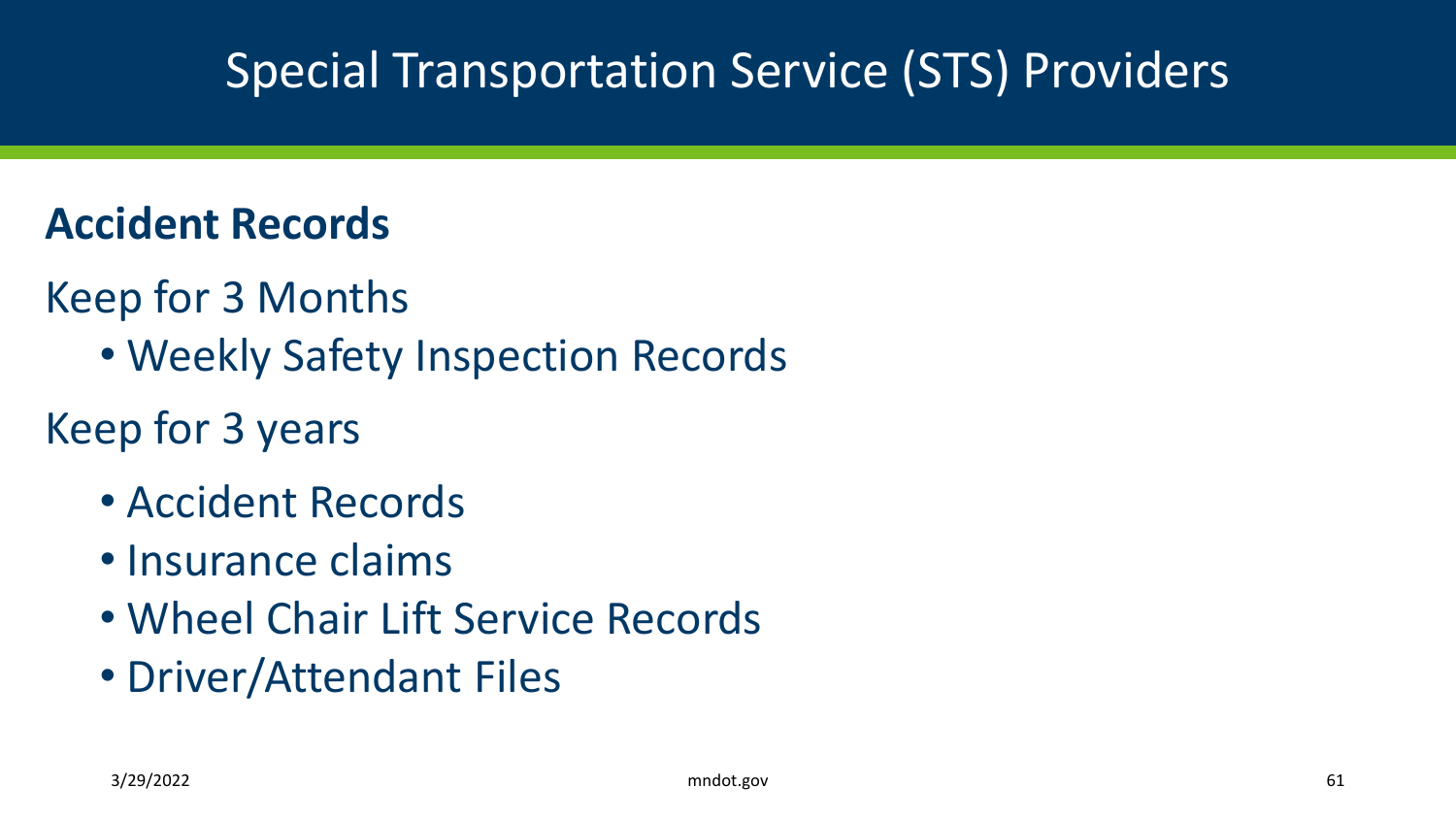# Special Transportation Service (STS) Providers

**Accident Records**

Keep for 3 Months

- Weekly Safety Inspection Records

Keep for 3 years

- Accident Records
- Insurance claims
- Wheel Chair Lift Service Records
- Driver/Attendant Files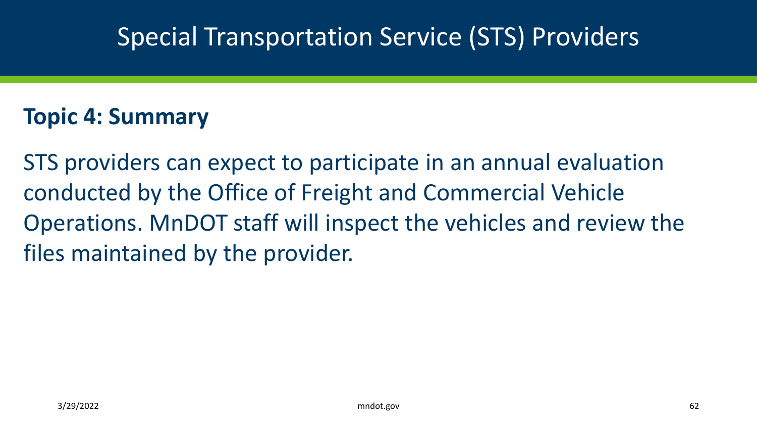# Special Transportation Service (STS) Providers

## Topic 4: Summary

STS providers can expect to participate in an annual evaluation conducted by the Office of Freight and Commercial Vehicle Operations. MnDOT staff will inspect the vehicles and review the files maintained by the provider.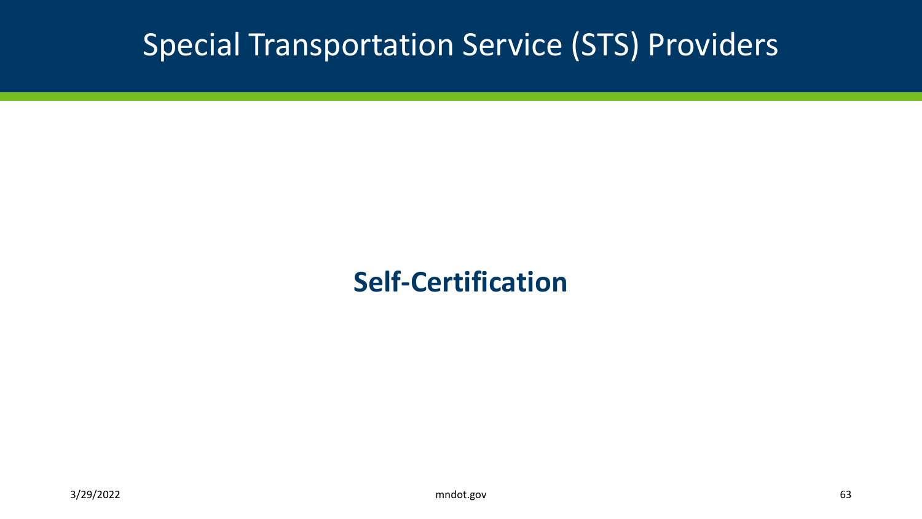# Special Transportation Service (STS) Providers

**Self-Certification**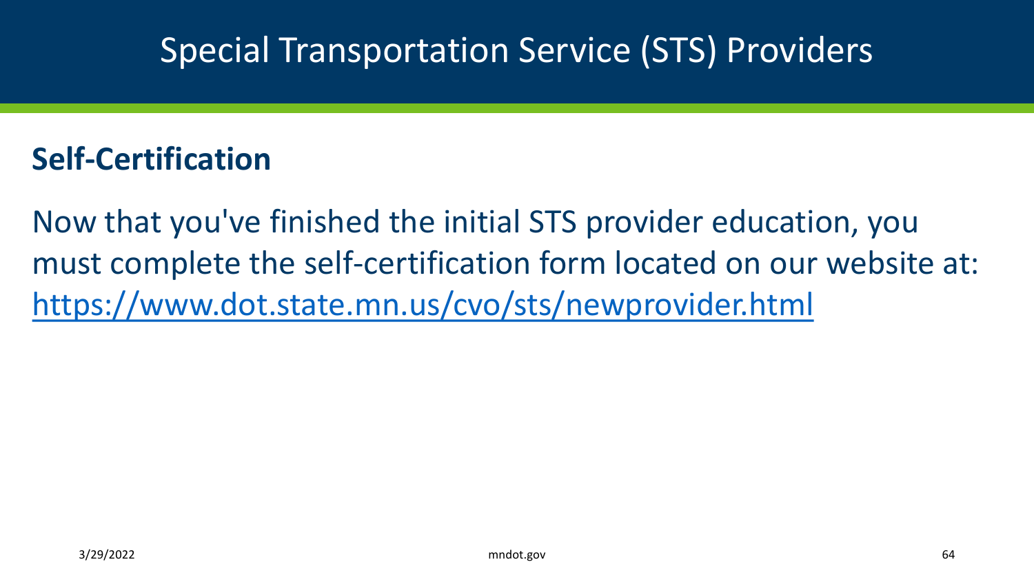# Special Transportation Service (STS) Providers

## Self-Certification

Now that you've finished the initial STS provider education, you must complete the self-certification form located on our website at: [https://www.dot.state.mn.us/cvo/sts/newprovider.html](https://www.dot.state.mn.us/cvo/sts/newprovider.html)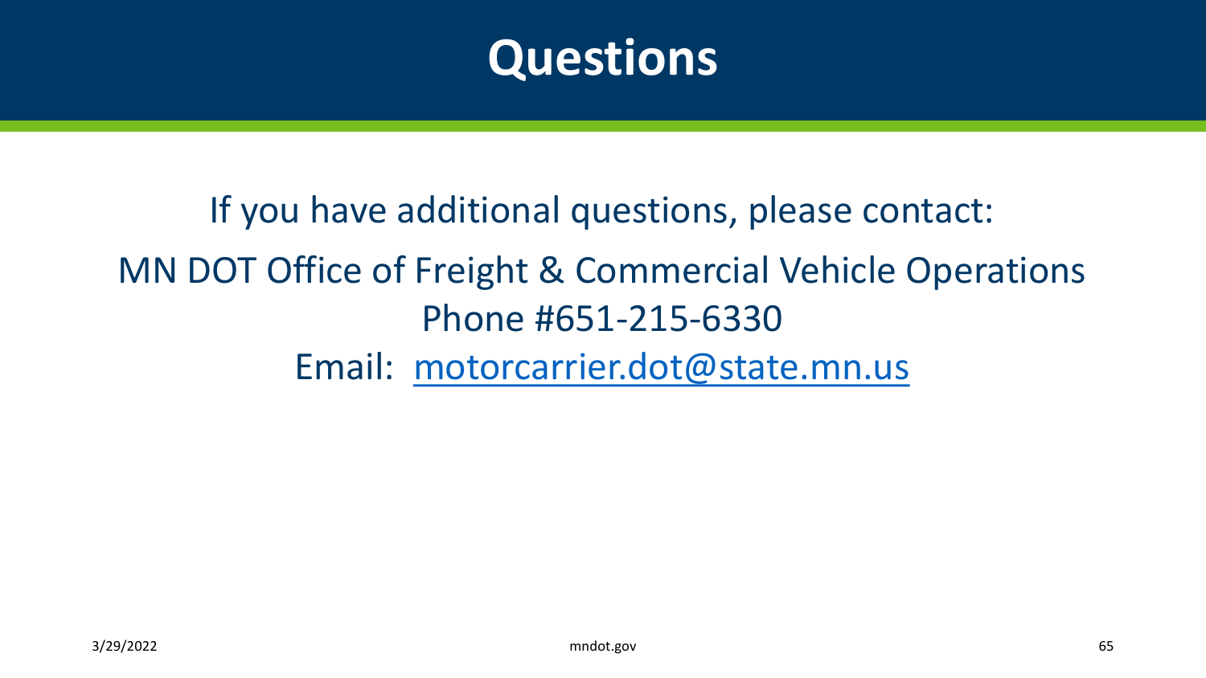# Questions

If you have additional questions, please contact:

MN DOT Office of Freight & Commercial Vehicle Operations

Phone #651-215-6330

Email: [motorcarrier.dot@state.mn.us](mailto:motorcarrier.dot@state.mn.us)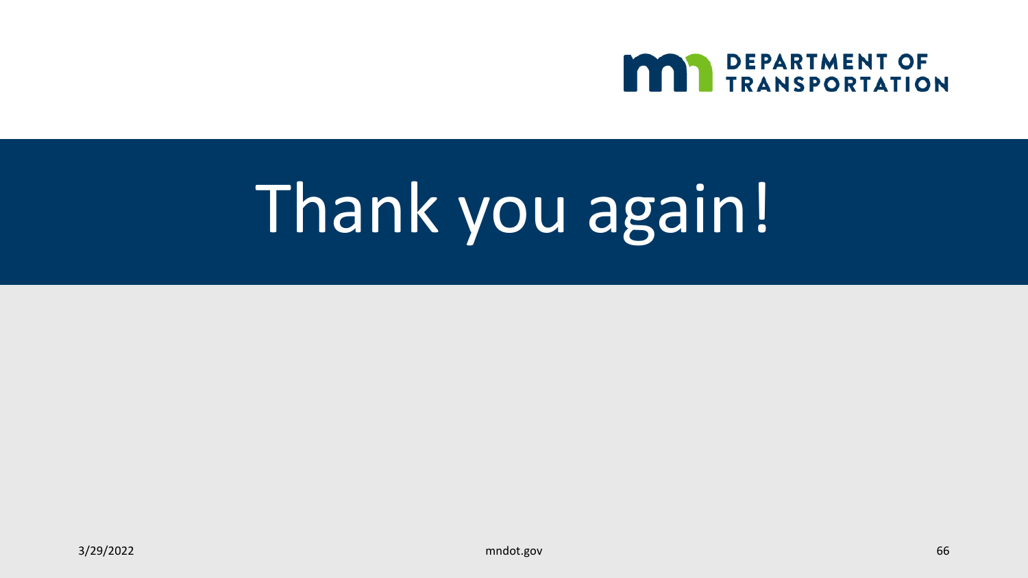# Thank you again!